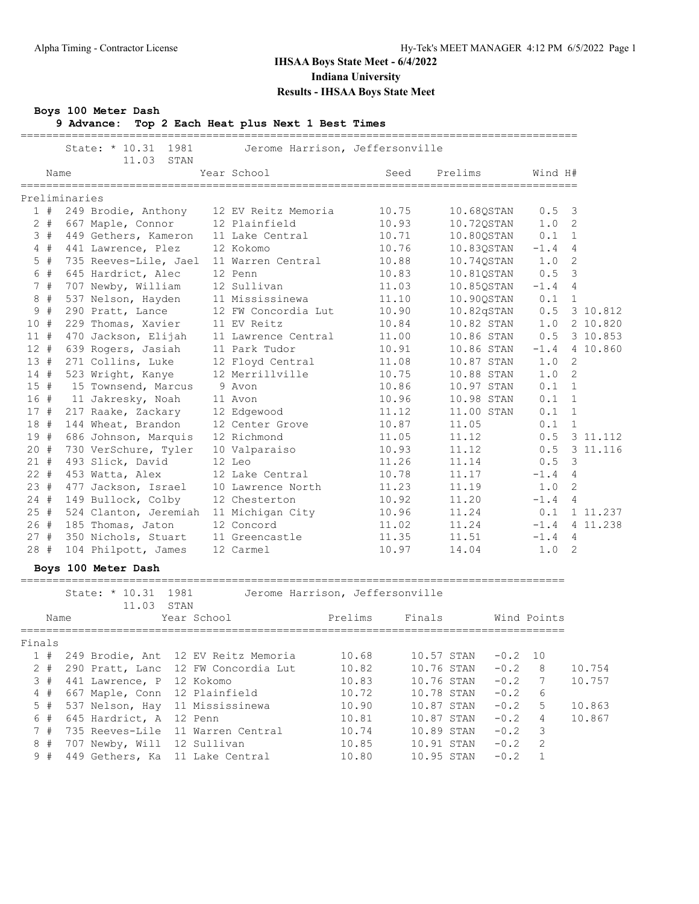# IHSAA Boys State Meet - 6/4/2022

## Indiana University

### Results - IHSAA Boys State Meet

**Boys 100 Meter Dash**

**9 Advance: Top 2 Each Heat plus Next 1 Best Times**

State: * 10.31 1981 Jerome Harrison, Jeffersonville
11.03 STAN

Preliminaries

| Place | # | Comp # | Name | Year | School | Seed | Prelims | | Wind | H# | |
|---|---|---|---|---|---|---|---|---|---|---|---|
| 1 | # | 249 | Brodie, Anthony | 12 | EV Reitz Memoria | 10.75 | 10.68 | QSTAN | 0.5 | 3 | |
| 2 | # | 667 | Maple, Connor | 12 | Plainfield | 10.93 | 10.72 | QSTAN | 1.0 | 2 | |
| 3 | # | 449 | Gethers, Kameron | 11 | Lake Central | 10.71 | 10.80 | QSTAN | 0.1 | 1 | |
| 4 | # | 441 | Lawrence, Plez | 12 | Kokomo | 10.76 | 10.83 | QSTAN | -1.4 | 4 | |
| 5 | # | 735 | Reeves-Lile, Jael | 11 | Warren Central | 10.88 | 10.74 | QSTAN | 1.0 | 2 | |
| 6 | # | 645 | Hardrict, Alec | 12 | Penn | 10.83 | 10.81 | QSTAN | 0.5 | 3 | |
| 7 | # | 707 | Newby, William | 12 | Sullivan | 11.03 | 10.85 | QSTAN | -1.4 | 4 | |
| 8 | # | 537 | Nelson, Hayden | 11 | Mississinewa | 11.10 | 10.90 | QSTAN | 0.1 | 1 | |
| 9 | # | 290 | Pratt, Lance | 12 | FW Concordia Lut | 10.90 | 10.82 | qSTAN | 0.5 | 3 | 10.812 |
| 10 | # | 229 | Thomas, Xavier | 11 | EV Reitz | 10.84 | 10.82 | STAN | 1.0 | 2 | 10.820 |
| 11 | # | 470 | Jackson, Elijah | 11 | Lawrence Central | 11.00 | 10.86 | STAN | 0.5 | 3 | 10.853 |
| 12 | # | 639 | Rogers, Jasiah | 11 | Park Tudor | 10.91 | 10.86 | STAN | -1.4 | 4 | 10.860 |
| 13 | # | 271 | Collins, Luke | 12 | Floyd Central | 11.08 | 10.87 | STAN | 1.0 | 2 | |
| 14 | # | 523 | Wright, Kanye | 12 | Merrillville | 10.75 | 10.88 | STAN | 1.0 | 2 | |
| 15 | # | 15 | Townsend, Marcus | 9 | Avon | 10.86 | 10.97 | STAN | 0.1 | 1 | |
| 16 | # | 11 | Jakresky, Noah | 11 | Avon | 10.96 | 10.98 | STAN | 0.1 | 1 | |
| 17 | # | 217 | Raake, Zackary | 12 | Edgewood | 11.12 | 11.00 | STAN | 0.1 | 1 | |
| 18 | # | 144 | Wheat, Brandon | 12 | Center Grove | 10.87 | 11.05 | | 0.1 | 1 | |
| 19 | # | 686 | Johnson, Marquis | 12 | Richmond | 11.05 | 11.12 | | 0.5 | 3 | 11.112 |
| 20 | # | 730 | VerSchure, Tyler | 10 | Valparaiso | 10.93 | 11.12 | | 0.5 | 3 | 11.116 |
| 21 | # | 493 | Slick, David | 12 | Leo | 11.26 | 11.14 | | 0.5 | 3 | |
| 22 | # | 453 | Watta, Alex | 12 | Lake Central | 10.78 | 11.17 | | -1.4 | 4 | |
| 23 | # | 477 | Jackson, Israel | 10 | Lawrence North | 11.23 | 11.19 | | 1.0 | 2 | |
| 24 | # | 149 | Bullock, Colby | 12 | Chesterton | 10.92 | 11.20 | | -1.4 | 4 | |
| 25 | # | 524 | Clanton, Jeremiah | 11 | Michigan City | 10.96 | 11.24 | | 0.1 | 1 | 11.237 |
| 26 | # | 185 | Thomas, Jaton | 12 | Concord | 11.02 | 11.24 | | -1.4 | 4 | 11.238 |
| 27 | # | 350 | Nichols, Stuart | 11 | Greencastle | 11.35 | 11.51 | | -1.4 | 4 | |
| 28 | # | 104 | Philpott, James | 12 | Carmel | 10.97 | 14.04 | | 1.0 | 2 | |

**Boys 100 Meter Dash**

State: * 10.31 1981 Jerome Harrison, Jeffersonville
11.03 STAN

Finals

| Place | # | Comp # | Name | Year | School | Prelims | Finals | | Wind | Points | |
|---|---|---|---|---|---|---|---|---|---|---|---|
| 1 | # | 249 | Brodie, Ant | 12 | EV Reitz Memoria | 10.68 | 10.57 | STAN | -0.2 | 10 | |
| 2 | # | 290 | Pratt, Lanc | 12 | FW Concordia Lut | 10.82 | 10.76 | STAN | -0.2 | 8 | 10.754 |
| 3 | # | 441 | Lawrence, P | 12 | Kokomo | 10.83 | 10.76 | STAN | -0.2 | 7 | 10.757 |
| 4 | # | 667 | Maple, Conn | 12 | Plainfield | 10.72 | 10.78 | STAN | -0.2 | 6 | |
| 5 | # | 537 | Nelson, Hay | 11 | Mississinewa | 10.90 | 10.87 | STAN | -0.2 | 5 | 10.863 |
| 6 | # | 645 | Hardrict, A | 12 | Penn | 10.81 | 10.87 | STAN | -0.2 | 4 | 10.867 |
| 7 | # | 735 | Reeves-Lile | 11 | Warren Central | 10.74 | 10.89 | STAN | -0.2 | 3 | |
| 8 | # | 707 | Newby, Will | 12 | Sullivan | 10.85 | 10.91 | STAN | -0.2 | 2 | |
| 9 | # | 449 | Gethers, Ka | 11 | Lake Central | 10.80 | 10.95 | STAN | -0.2 | 1 | |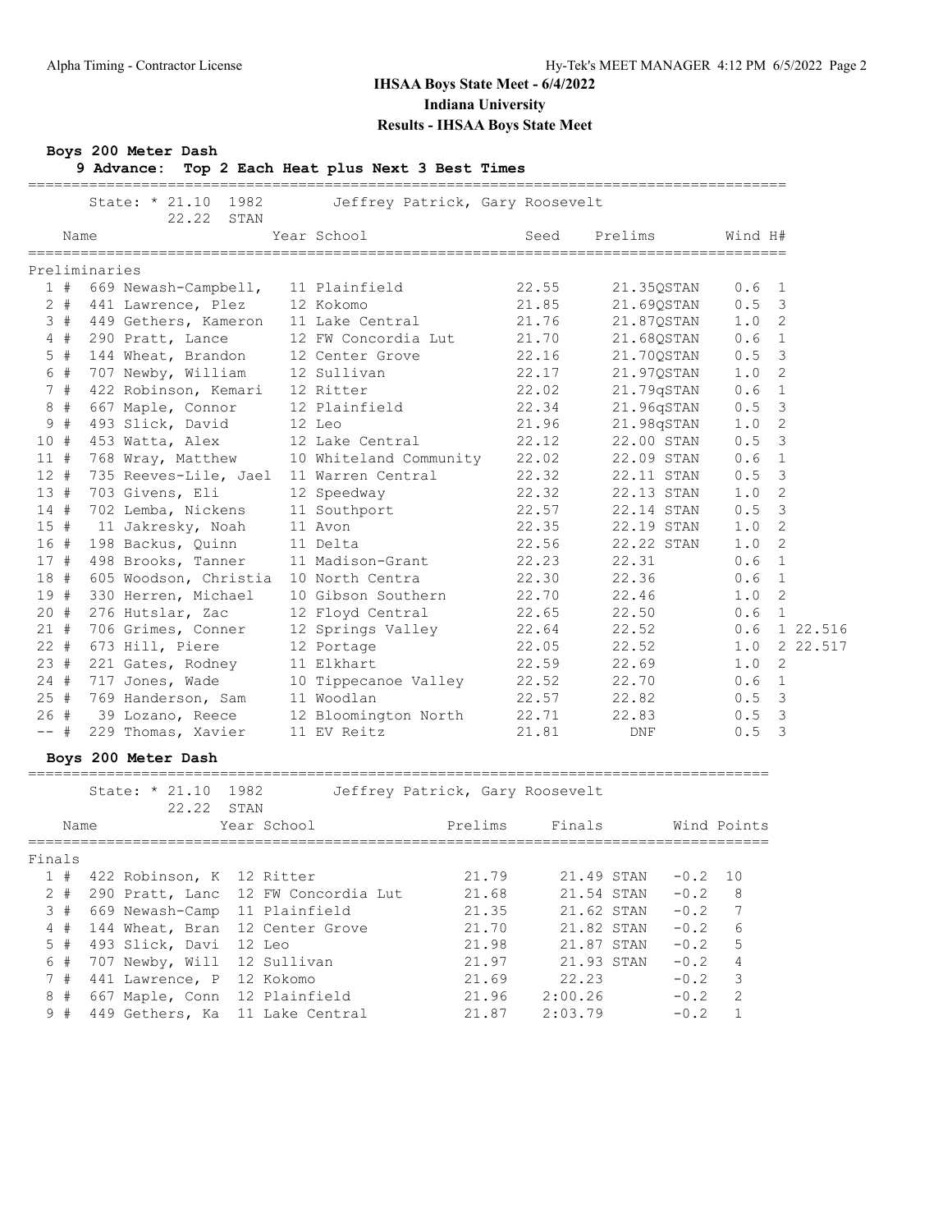# IHSAA Boys State Meet - 6/4/2022

**Indiana University**

**Results - IHSAA Boys State Meet**

## Boys 200 Meter Dash

**9 Advance: Top 2 Each Heat plus Next 3 Best Times**

State: * 21.10 1982 Jeffrey Patrick, Gary Roosevelt
22.22 STAN

### Preliminaries

| Place | Comp# | Name | Year | School | Seed | Prelims | Wind | H# | |
|---|---|---|---|---|---|---|---|---|---|
| 1 # | 669 | Newash-Campbell, | 11 | Plainfield | 22.55 | 21.35QSTAN | 0.6 | 1 | |
| 2 # | 441 | Lawrence, Plez | 12 | Kokomo | 21.85 | 21.69QSTAN | 0.5 | 3 | |
| 3 # | 449 | Gethers, Kameron | 11 | Lake Central | 21.76 | 21.87QSTAN | 1.0 | 2 | |
| 4 # | 290 | Pratt, Lance | 12 | FW Concordia Lut | 21.70 | 21.68QSTAN | 0.6 | 1 | |
| 5 # | 144 | Wheat, Brandon | 12 | Center Grove | 22.16 | 21.70QSTAN | 0.5 | 3 | |
| 6 # | 707 | Newby, William | 12 | Sullivan | 22.17 | 21.97QSTAN | 1.0 | 2 | |
| 7 # | 422 | Robinson, Kemari | 12 | Ritter | 22.02 | 21.79qSTAN | 0.6 | 1 | |
| 8 # | 667 | Maple, Connor | 12 | Plainfield | 22.34 | 21.96qSTAN | 0.5 | 3 | |
| 9 # | 493 | Slick, David | 12 | Leo | 21.96 | 21.98qSTAN | 1.0 | 2 | |
| 10 # | 453 | Watta, Alex | 12 | Lake Central | 22.12 | 22.00 STAN | 0.5 | 3 | |
| 11 # | 768 | Wray, Matthew | 10 | Whiteland Community | 22.02 | 22.09 STAN | 0.6 | 1 | |
| 12 # | 735 | Reeves-Lile, Jael | 11 | Warren Central | 22.32 | 22.11 STAN | 0.5 | 3 | |
| 13 # | 703 | Givens, Eli | 12 | Speedway | 22.32 | 22.13 STAN | 1.0 | 2 | |
| 14 # | 702 | Lemba, Nickens | 11 | Southport | 22.57 | 22.14 STAN | 0.5 | 3 | |
| 15 # | 11 | Jakresky, Noah | 11 | Avon | 22.35 | 22.19 STAN | 1.0 | 2 | |
| 16 # | 198 | Backus, Quinn | 11 | Delta | 22.56 | 22.22 STAN | 1.0 | 2 | |
| 17 # | 498 | Brooks, Tanner | 11 | Madison-Grant | 22.23 | 22.31 | 0.6 | 1 | |
| 18 # | 605 | Woodson, Christia | 10 | North Centra | 22.30 | 22.36 | 0.6 | 1 | |
| 19 # | 330 | Herren, Michael | 10 | Gibson Southern | 22.70 | 22.46 | 1.0 | 2 | |
| 20 # | 276 | Hutslar, Zac | 12 | Floyd Central | 22.65 | 22.50 | 0.6 | 1 | |
| 21 # | 706 | Grimes, Conner | 12 | Springs Valley | 22.64 | 22.52 | 0.6 | 1 | 22.516 |
| 22 # | 673 | Hill, Piere | 12 | Portage | 22.05 | 22.52 | 1.0 | 2 | 22.517 |
| 23 # | 221 | Gates, Rodney | 11 | Elkhart | 22.59 | 22.69 | 1.0 | 2 | |
| 24 # | 717 | Jones, Wade | 10 | Tippecanoe Valley | 22.52 | 22.70 | 0.6 | 1 | |
| 25 # | 769 | Handerson, Sam | 11 | Woodlan | 22.57 | 22.82 | 0.5 | 3 | |
| 26 # | 39 | Lozano, Reece | 12 | Bloomington North | 22.71 | 22.83 | 0.5 | 3 | |
| -- # | 229 | Thomas, Xavier | 11 | EV Reitz | 21.81 | DNF | 0.5 | 3 | |

## Boys 200 Meter Dash

State: * 21.10 1982 Jeffrey Patrick, Gary Roosevelt
22.22 STAN

### Finals

| Place | Comp# | Name | Year | School | Prelims | Finals | Wind | Points |
|---|---|---|---|---|---|---|---|---|
| 1 # | 422 | Robinson, K | 12 | Ritter | 21.79 | 21.49 STAN | -0.2 | 10 |
| 2 # | 290 | Pratt, Lanc | 12 | FW Concordia Lut | 21.68 | 21.54 STAN | -0.2 | 8 |
| 3 # | 669 | Newash-Camp | 11 | Plainfield | 21.35 | 21.62 STAN | -0.2 | 7 |
| 4 # | 144 | Wheat, Bran | 12 | Center Grove | 21.70 | 21.82 STAN | -0.2 | 6 |
| 5 # | 493 | Slick, Davi | 12 | Leo | 21.98 | 21.87 STAN | -0.2 | 5 |
| 6 # | 707 | Newby, Will | 12 | Sullivan | 21.97 | 21.93 STAN | -0.2 | 4 |
| 7 # | 441 | Lawrence, P | 12 | Kokomo | 21.69 | 22.23 | -0.2 | 3 |
| 8 # | 667 | Maple, Conn | 12 | Plainfield | 21.96 | 2:00.26 | -0.2 | 2 |
| 9 # | 449 | Gethers, Ka | 11 | Lake Central | 21.87 | 2:03.79 | -0.2 | 1 |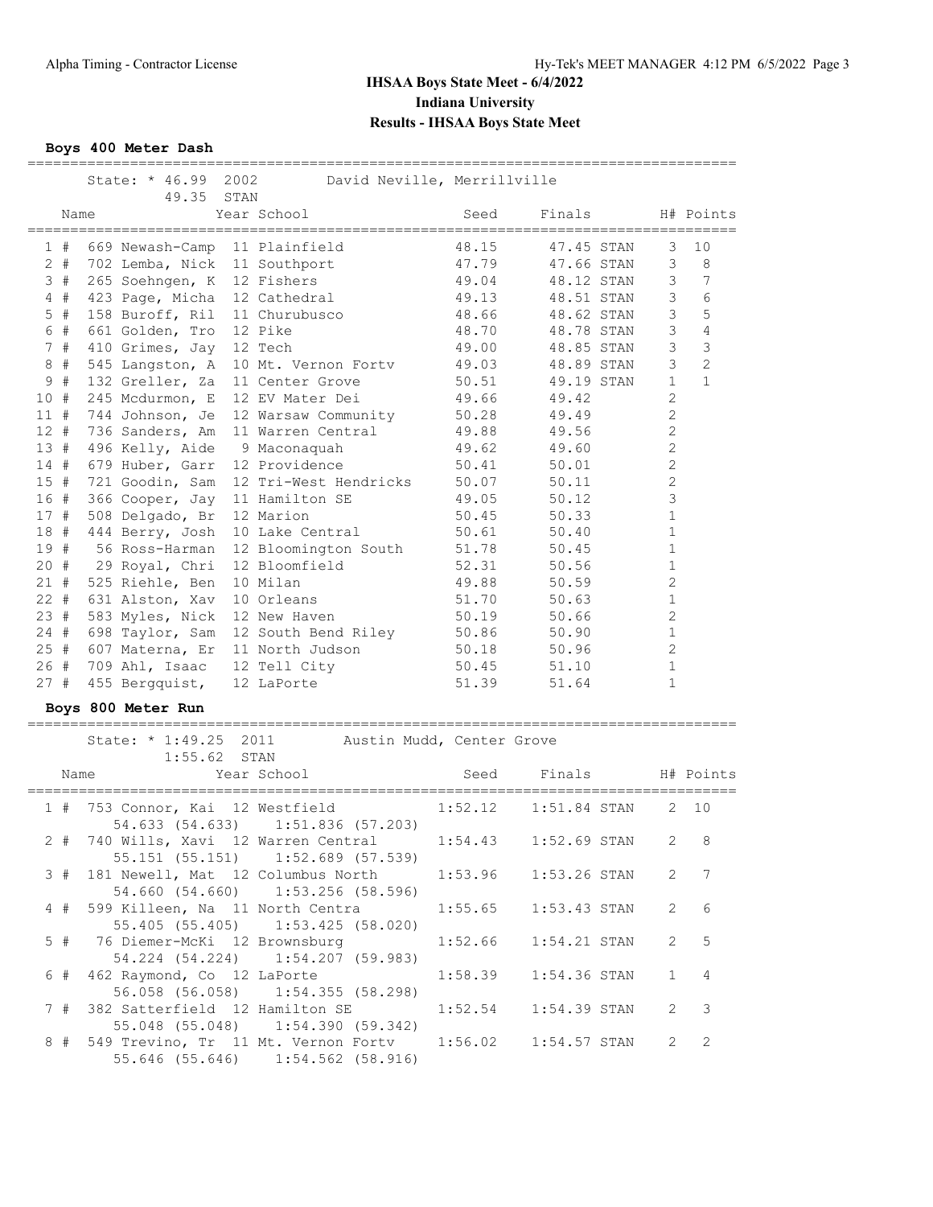# IHSAA Boys State Meet - 6/4/2022

## Indiana University

## Results - IHSAA Boys State Meet

### Boys 400 Meter Dash

State: * 46.99 2002 David Neville, Merrillville
49.35 STAN

| Place | Name | Year | School | Seed | Finals | | H# | Points |
|---|---|---|---|---|---|---|---|---|
| 1 # | 669 Newash-Camp | 11 | Plainfield | 48.15 | 47.45 | STAN | 3 | 10 |
| 2 # | 702 Lemba, Nick | 11 | Southport | 47.79 | 47.66 | STAN | 3 | 8 |
| 3 # | 265 Soehngen, K | 12 | Fishers | 49.04 | 48.12 | STAN | 3 | 7 |
| 4 # | 423 Page, Micha | 12 | Cathedral | 49.13 | 48.51 | STAN | 3 | 6 |
| 5 # | 158 Buroff, Ril | 11 | Churubusco | 48.66 | 48.62 | STAN | 3 | 5 |
| 6 # | 661 Golden, Tro | 12 | Pike | 48.70 | 48.78 | STAN | 3 | 4 |
| 7 # | 410 Grimes, Jay | 12 | Tech | 49.00 | 48.85 | STAN | 3 | 3 |
| 8 # | 545 Langston, A | 10 | Mt. Vernon Fortv | 49.03 | 48.89 | STAN | 3 | 2 |
| 9 # | 132 Greller, Za | 11 | Center Grove | 50.51 | 49.19 | STAN | 1 | 1 |
| 10 # | 245 Mcdurmon, E | 12 | EV Mater Dei | 49.66 | 49.42 | | 2 | |
| 11 # | 744 Johnson, Je | 12 | Warsaw Community | 50.28 | 49.49 | | 2 | |
| 12 # | 736 Sanders, Am | 11 | Warren Central | 49.88 | 49.56 | | 2 | |
| 13 # | 496 Kelly, Aide | 9 | Maconaquah | 49.62 | 49.60 | | 2 | |
| 14 # | 679 Huber, Garr | 12 | Providence | 50.41 | 50.01 | | 2 | |
| 15 # | 721 Goodin, Sam | 12 | Tri-West Hendricks | 50.07 | 50.11 | | 2 | |
| 16 # | 366 Cooper, Jay | 11 | Hamilton SE | 49.05 | 50.12 | | 3 | |
| 17 # | 508 Delgado, Br | 12 | Marion | 50.45 | 50.33 | | 1 | |
| 18 # | 444 Berry, Josh | 10 | Lake Central | 50.61 | 50.40 | | 1 | |
| 19 # | 56 Ross-Harman | 12 | Bloomington South | 51.78 | 50.45 | | 1 | |
| 20 # | 29 Royal, Chri | 12 | Bloomfield | 52.31 | 50.56 | | 1 | |
| 21 # | 525 Riehle, Ben | 10 | Milan | 49.88 | 50.59 | | 2 | |
| 22 # | 631 Alston, Xav | 10 | Orleans | 51.70 | 50.63 | | 1 | |
| 23 # | 583 Myles, Nick | 12 | New Haven | 50.19 | 50.66 | | 2 | |
| 24 # | 698 Taylor, Sam | 12 | South Bend Riley | 50.86 | 50.90 | | 1 | |
| 25 # | 607 Materna, Er | 11 | North Judson | 50.18 | 50.96 | | 2 | |
| 26 # | 709 Ahl, Isaac | 12 | Tell City | 50.45 | 51.10 | | 1 | |
| 27 # | 455 Bergquist, | 12 | LaPorte | 51.39 | 51.64 | | 1 | |

### Boys 800 Meter Run

State: * 1:49.25 2011 Austin Mudd, Center Grove
1:55.62 STAN

| Place | Name | Year | School | Seed | Finals | | H# | Points |
|---|---|---|---|---|---|---|---|---|
| 1 # | 753 Connor, Kai | 12 | Westfield | 1:52.12 | 1:51.84 | STAN | 2 | 10 |
| | 54.633 (54.633) 1:51.836 (57.203) | | | | | | | |
| 2 # | 740 Wills, Xavi | 12 | Warren Central | 1:54.43 | 1:52.69 | STAN | 2 | 8 |
| | 55.151 (55.151) 1:52.689 (57.539) | | | | | | | |
| 3 # | 181 Newell, Mat | 12 | Columbus North | 1:53.96 | 1:53.26 | STAN | 2 | 7 |
| | 54.660 (54.660) 1:53.256 (58.596) | | | | | | | |
| 4 # | 599 Killeen, Na | 11 | North Centra | 1:55.65 | 1:53.43 | STAN | 2 | 6 |
| | 55.405 (55.405) 1:53.425 (58.020) | | | | | | | |
| 5 # | 76 Diemer-McKi | 12 | Brownsburg | 1:52.66 | 1:54.21 | STAN | 2 | 5 |
| | 54.224 (54.224) 1:54.207 (59.983) | | | | | | | |
| 6 # | 462 Raymond, Co | 12 | LaPorte | 1:58.39 | 1:54.36 | STAN | 1 | 4 |
| | 56.058 (56.058) 1:54.355 (58.298) | | | | | | | |
| 7 # | 382 Satterfield | 12 | Hamilton SE | 1:52.54 | 1:54.39 | STAN | 2 | 3 |
| | 55.048 (55.048) 1:54.390 (59.342) | | | | | | | |
| 8 # | 549 Trevino, Tr | 11 | Mt. Vernon Fortv | 1:56.02 | 1:54.57 | STAN | 2 | 2 |
| | 55.646 (55.646) 1:54.562 (58.916) | | | | | | | |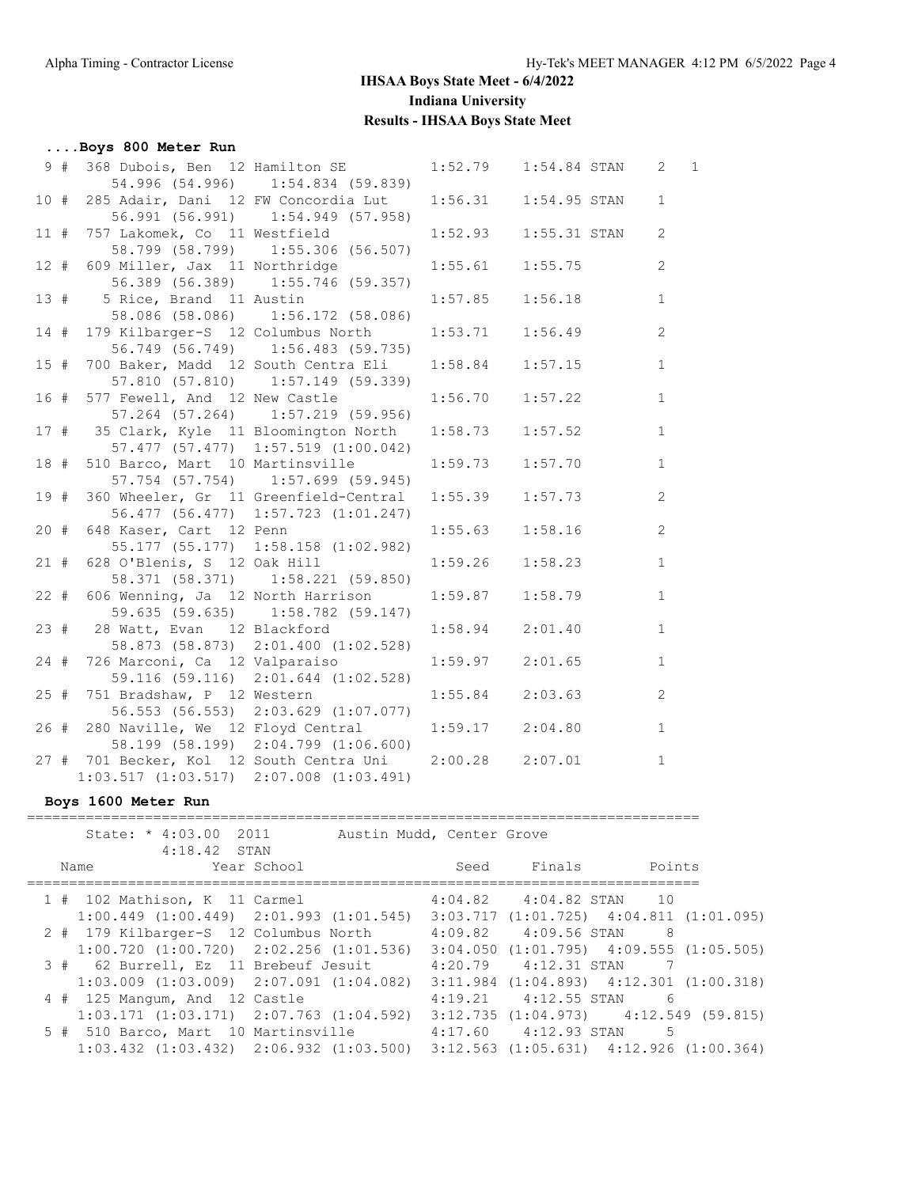## IHSAA Boys State Meet - 6/4/2022
## Indiana University
## Results - IHSAA Boys State Meet

### ....Boys 800 Meter Run

```
  9 #  368 Dubois, Ben  12 Hamilton SE         1:52.79     1:54.84 STAN    2   1
        54.996 (54.996)    1:54.834 (59.839)
 10 #  285 Adair, Dani  12 FW Concordia Lut    1:56.31     1:54.95 STAN    1
        56.991 (56.991)    1:54.949 (57.958)
 11 #  757 Lakomek, Co  11 Westfield           1:52.93     1:55.31 STAN    2
        58.799 (58.799)    1:55.306 (56.507)
 12 #  609 Miller, Jax  11 Northridge          1:55.61     1:55.75         2
        56.389 (56.389)    1:55.746 (59.357)
 13 #    5 Rice, Brand  11 Austin              1:57.85     1:56.18         1
        58.086 (58.086)    1:56.172 (58.086)
 14 #  179 Kilbarger-S  12 Columbus North      1:53.71     1:56.49         2
        56.749 (56.749)    1:56.483 (59.735)
 15 #  700 Baker, Madd  12 South Centra Eli    1:58.84     1:57.15         1
        57.810 (57.810)    1:57.149 (59.339)
 16 #  577 Fewell, And  12 New Castle          1:56.70     1:57.22         1
        57.264 (57.264)    1:57.219 (59.956)
 17 #   35 Clark, Kyle  11 Bloomington North   1:58.73     1:57.52         1
        57.477 (57.477)  1:57.519 (1:00.042)
 18 #  510 Barco, Mart  10 Martinsville        1:59.73     1:57.70         1
        57.754 (57.754)    1:57.699 (59.945)
 19 #  360 Wheeler, Gr  11 Greenfield-Central  1:55.39     1:57.73         2
        56.477 (56.477)  1:57.723 (1:01.247)
 20 #  648 Kaser, Cart  12 Penn                1:55.63     1:58.16         2
        55.177 (55.177)  1:58.158 (1:02.982)
 21 #  628 O'Blenis, S  12 Oak Hill            1:59.26     1:58.23         1
        58.371 (58.371)    1:58.221 (59.850)
 22 #  606 Wenning, Ja  12 North Harrison      1:59.87     1:58.79         1
        59.635 (59.635)    1:58.782 (59.147)
 23 #   28 Watt, Evan   12 Blackford           1:58.94     2:01.40         1
        58.873 (58.873)  2:01.400 (1:02.528)
 24 #  726 Marconi, Ca  12 Valparaiso          1:59.97     2:01.65         1
        59.116 (59.116)  2:01.644 (1:02.528)
 25 #  751 Bradshaw, P  12 Western             1:55.84     2:03.63         2
        56.553 (56.553)  2:03.629 (1:07.077)
 26 #  280 Naville, We  12 Floyd Central       1:59.17     2:04.80         1
        58.199 (58.199)  2:04.799 (1:06.600)
 27 #  701 Becker, Kol  12 South Centra Uni    2:00.28     2:07.01         1
      1:03.517 (1:03.517)  2:07.008 (1:03.491)
```

### Boys 1600 Meter Run

```
================================================================================
      State: * 4:03.00  2011        Austin Mudd, Center Grove
               4:18.42  STAN
    Name                Year School                 Seed     Finals      Points
================================================================================
  1 #  102 Mathison, K  11 Carmel                  4:04.82    4:04.82 STAN   10
     1:00.449 (1:00.449)  2:01.993 (1:01.545)  3:03.717 (1:01.725)  4:04.811 (1:01.095)
  2 #  179 Kilbarger-S  12 Columbus North          4:09.82    4:09.56 STAN    8
     1:00.720 (1:00.720)  2:02.256 (1:01.536)  3:04.050 (1:01.795)  4:09.555 (1:05.505)
  3 #   62 Burrell, Ez  11 Brebeuf Jesuit          4:20.79    4:12.31 STAN    7
     1:03.009 (1:03.009)  2:07.091 (1:04.082)  3:11.984 (1:04.893)  4:12.301 (1:00.318)
  4 #  125 Mangum, And  12 Castle                  4:19.21    4:12.55 STAN    6
     1:03.171 (1:03.171)  2:07.763 (1:04.592)  3:12.735 (1:04.973)    4:12.549 (59.815)
  5 #  510 Barco, Mart  10 Martinsville            4:17.60    4:12.93 STAN    5
     1:03.432 (1:03.432)  2:06.932 (1:03.500)  3:12.563 (1:05.631)  4:12.926 (1:00.364)
```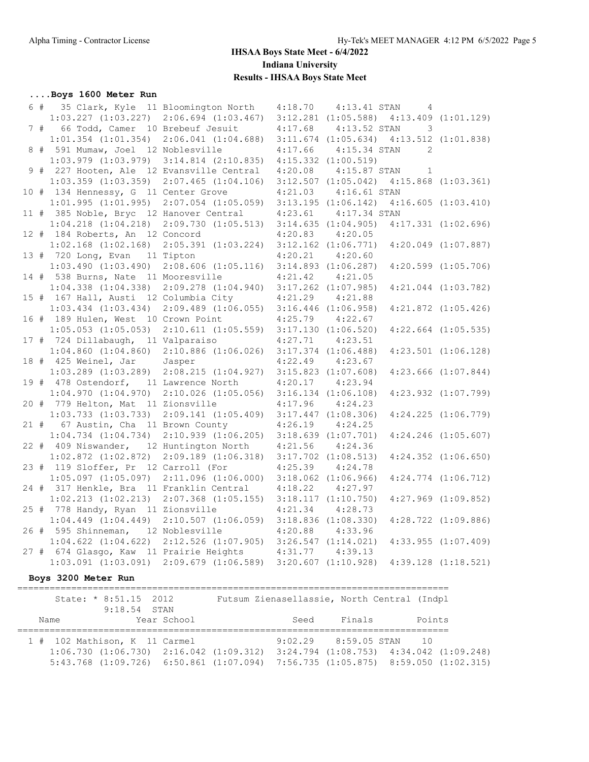# IHSAA Boys State Meet - 6/4/2022

## Indiana University

## Results - IHSAA Boys State Meet

### ....Boys 1600 Meter Run

```
 6 #   35 Clark, Kyle  11 Bloomington North    4:18.70    4:13.41 STAN     4  
    1:03.227 (1:03.227)  2:06.694 (1:03.467)  3:12.281 (1:05.588)  4:13.409 (1:01.129)
 7 #   66 Todd, Camer  10 Brebeuf Jesuit       4:17.68    4:13.52 STAN     3  
    1:01.354 (1:01.354)  2:06.041 (1:04.688)  3:11.674 (1:05.634)  4:13.512 (1:01.838)
 8 #  591 Mumaw, Joel  12 Noblesville          4:17.66    4:15.34 STAN     2  
    1:03.979 (1:03.979)  3:14.814 (2:10.835)  4:15.332 (1:00.519)
 9 #  227 Hooten, Ale  12 Evansville Central   4:20.08    4:15.87 STAN     1  
    1:03.359 (1:03.359)  2:07.465 (1:04.106)  3:12.507 (1:05.042)  4:15.868 (1:03.361)
10 #  134 Hennessy, G  11 Center Grove         4:21.03    4:16.61 STAN  
    1:01.995 (1:01.995)  2:07.054 (1:05.059)  3:13.195 (1:06.142)  4:16.605 (1:03.410)
11 #  385 Noble, Bryc  12 Hanover Central      4:23.61    4:17.34 STAN  
    1:04.218 (1:04.218)  2:09.730 (1:05.513)  3:14.635 (1:04.905)  4:17.331 (1:02.696)
12 #  184 Roberts, An  12 Concord              4:20.83    4:20.05  
    1:02.168 (1:02.168)  2:05.391 (1:03.224)  3:12.162 (1:06.771)  4:20.049 (1:07.887)
13 #  720 Long, Evan   11 Tipton               4:20.21    4:20.60  
    1:03.490 (1:03.490)  2:08.606 (1:05.116)  3:14.893 (1:06.287)  4:20.599 (1:05.706)
14 #  538 Burns, Nate  11 Mooresville          4:21.42    4:21.05  
    1:04.338 (1:04.338)  2:09.278 (1:04.940)  3:17.262 (1:07.985)  4:21.044 (1:03.782)
15 #  167 Hall, Austi  12 Columbia City        4:21.29    4:21.88  
    1:03.434 (1:03.434)  2:09.489 (1:06.055)  3:16.446 (1:06.958)  4:21.872 (1:05.426)
16 #  189 Hulen, West  10 Crown Point          4:25.79    4:22.67  
    1:05.053 (1:05.053)  2:10.611 (1:05.559)  3:17.130 (1:06.520)  4:22.664 (1:05.535)
17 #  724 Dillabaugh,  11 Valparaiso           4:27.71    4:23.51  
    1:04.860 (1:04.860)  2:10.886 (1:06.026)  3:17.374 (1:06.488)  4:23.501 (1:06.128)
18 #  425 Weinel, Jar     Jasper               4:22.49    4:23.67  
    1:03.289 (1:03.289)  2:08.215 (1:04.927)  3:15.823 (1:07.608)  4:23.666 (1:07.844)
19 #  478 Ostendorf,   11 Lawrence North       4:20.17    4:23.94  
    1:04.970 (1:04.970)  2:10.026 (1:05.056)  3:16.134 (1:06.108)  4:23.932 (1:07.799)
20 #  779 Helton, Mat  11 Zionsville           4:17.96    4:24.23  
    1:03.733 (1:03.733)  2:09.141 (1:05.409)  3:17.447 (1:08.306)  4:24.225 (1:06.779)
21 #   67 Austin, Cha  11 Brown County         4:26.19    4:24.25  
    1:04.734 (1:04.734)  2:10.939 (1:06.205)  3:18.639 (1:07.701)  4:24.246 (1:05.607)
22 #  409 Niswander,   12 Huntington North     4:21.56    4:24.36  
    1:02.872 (1:02.872)  2:09.189 (1:06.318)  3:17.702 (1:08.513)  4:24.352 (1:06.650)
23 #  119 Sloffer, Pr  12 Carroll (For        4:25.39    4:24.78  
    1:05.097 (1:05.097)  2:11.096 (1:06.000)  3:18.062 (1:06.966)  4:24.774 (1:06.712)
24 #  317 Henkle, Bra  11 Franklin Central     4:18.22    4:27.97  
    1:02.213 (1:02.213)  2:07.368 (1:05.155)  3:18.117 (1:10.750)  4:27.969 (1:09.852)
25 #  778 Handy, Ryan  11 Zionsville           4:21.34    4:28.73  
    1:04.449 (1:04.449)  2:10.507 (1:06.059)  3:18.836 (1:08.330)  4:28.722 (1:09.886)
26 #  595 Shinneman,   12 Noblesville          4:20.88    4:33.96  
    1:04.622 (1:04.622)  2:12.526 (1:07.905)  3:26.547 (1:14.021)  4:33.955 (1:07.409)
27 #  674 Glasgo, Kaw  11 Prairie Heights      4:31.77    4:39.13  
    1:03.091 (1:03.091)  2:09.679 (1:06.589)  3:20.607 (1:10.928)  4:39.128 (1:18.521)
```

### Boys 3200 Meter Run

```
===============================================================================
      State: * 8:51.15  2012        Futsum Zienasellassie, North Central (Indpl
               9:18.54  STAN
    Name                 Year School                 Seed     Finals      Points
===============================================================================
  1 #  102 Mathison, K  11 Carmel               9:02.29    8:59.05 STAN    10  
    1:06.730 (1:06.730)  2:16.042 (1:09.312)  3:24.794 (1:08.753)  4:34.042 (1:09.248)
    5:43.768 (1:09.726)  6:50.861 (1:07.094)  7:56.735 (1:05.875)  8:59.050 (1:02.315)
```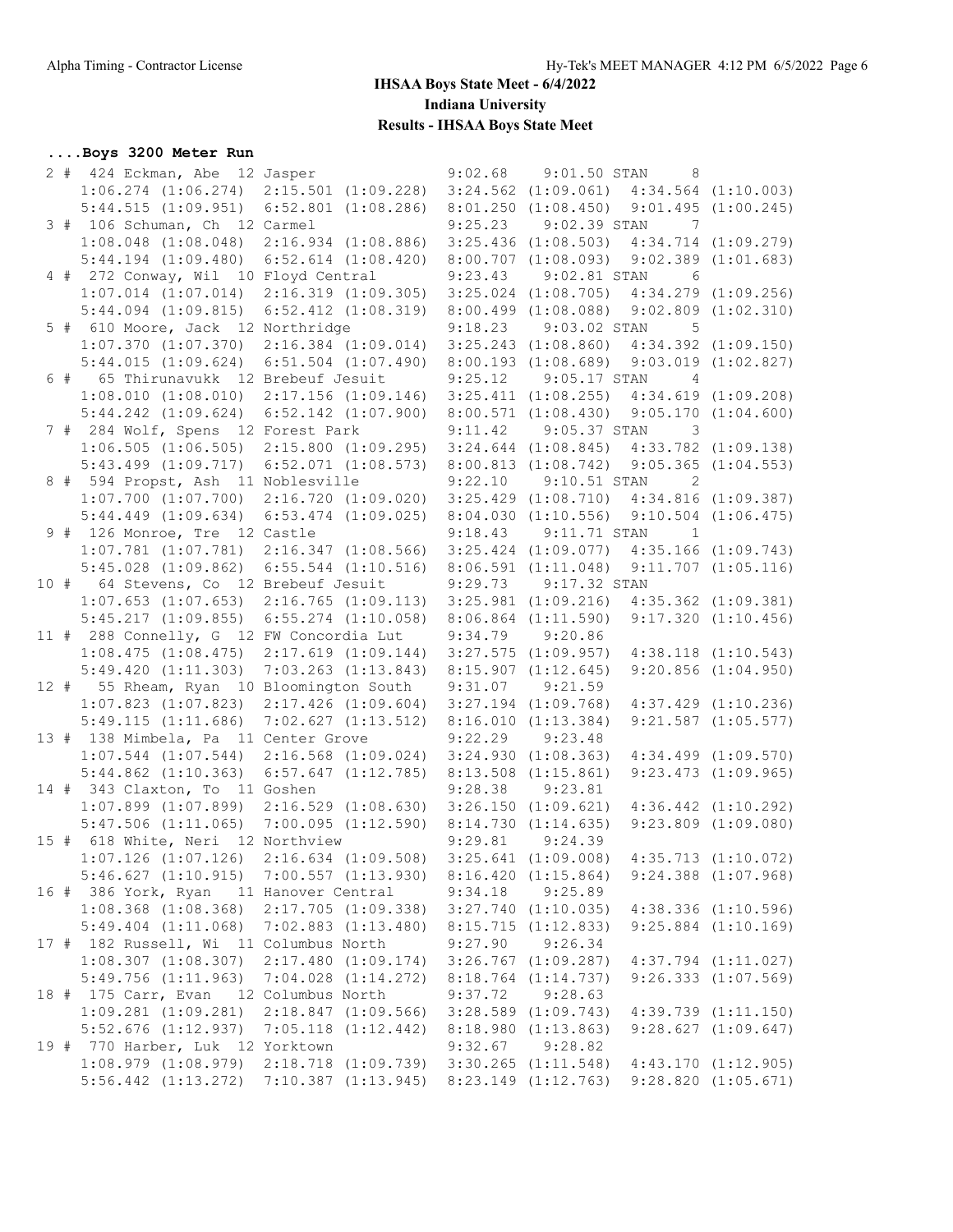# IHSAA Boys State Meet - 6/4/2022

## Indiana University

## Results - IHSAA Boys State Meet

### ....Boys 3200 Meter Run

```
  2 #  424 Eckman, Abe  12 Jasper              9:02.68    9:01.50 STAN    8
     1:06.274 (1:06.274)  2:15.501 (1:09.228)  3:24.562 (1:09.061)  4:34.564 (1:10.003)
     5:44.515 (1:09.951)  6:52.801 (1:08.286)  8:01.250 (1:08.450)  9:01.495 (1:00.245)
  3 #  106 Schuman, Ch  12 Carmel              9:25.23    9:02.39 STAN    7
     1:08.048 (1:08.048)  2:16.934 (1:08.886)  3:25.436 (1:08.503)  4:34.714 (1:09.279)
     5:44.194 (1:09.480)  6:52.614 (1:08.420)  8:00.707 (1:08.093)  9:02.389 (1:01.683)
  4 #  272 Conway, Wil  10 Floyd Central       9:23.43    9:02.81 STAN    6
     1:07.014 (1:07.014)  2:16.319 (1:09.305)  3:25.024 (1:08.705)  4:34.279 (1:09.256)
     5:44.094 (1:09.815)  6:52.412 (1:08.319)  8:00.499 (1:08.088)  9:02.809 (1:02.310)
  5 #  610 Moore, Jack  12 Northridge          9:18.23    9:03.02 STAN    5
     1:07.370 (1:07.370)  2:16.384 (1:09.014)  3:25.243 (1:08.860)  4:34.392 (1:09.150)
     5:44.015 (1:09.624)  6:51.504 (1:07.490)  8:00.193 (1:08.689)  9:03.019 (1:02.827)
  6 #   65 Thirunavukk  12 Brebeuf Jesuit      9:25.12    9:05.17 STAN    4
     1:08.010 (1:08.010)  2:17.156 (1:09.146)  3:25.411 (1:08.255)  4:34.619 (1:09.208)
     5:44.242 (1:09.624)  6:52.142 (1:07.900)  8:00.571 (1:08.430)  9:05.170 (1:04.600)
  7 #  284 Wolf, Spens  12 Forest Park         9:11.42    9:05.37 STAN    3
     1:06.505 (1:06.505)  2:15.800 (1:09.295)  3:24.644 (1:08.845)  4:33.782 (1:09.138)
     5:43.499 (1:09.717)  6:52.071 (1:08.573)  8:00.813 (1:08.742)  9:05.365 (1:04.553)
  8 #  594 Propst, Ash  11 Noblesville         9:22.10    9:10.51 STAN    2
     1:07.700 (1:07.700)  2:16.720 (1:09.020)  3:25.429 (1:08.710)  4:34.816 (1:09.387)
     5:44.449 (1:09.634)  6:53.474 (1:09.025)  8:04.030 (1:10.556)  9:10.504 (1:06.475)
  9 #  126 Monroe, Tre  12 Castle              9:18.43    9:11.71 STAN    1
     1:07.781 (1:07.781)  2:16.347 (1:08.566)  3:25.424 (1:09.077)  4:35.166 (1:09.743)
     5:45.028 (1:09.862)  6:55.544 (1:10.516)  8:06.591 (1:11.048)  9:11.707 (1:05.116)
 10 #   64 Stevens, Co  12 Brebeuf Jesuit      9:29.73    9:17.32 STAN
     1:07.653 (1:07.653)  2:16.765 (1:09.113)  3:25.981 (1:09.216)  4:35.362 (1:09.381)
     5:45.217 (1:09.855)  6:55.274 (1:10.058)  8:06.864 (1:11.590)  9:17.320 (1:10.456)
 11 #  288 Connelly, G  12 FW Concordia Lut    9:34.79    9:20.86
     1:08.475 (1:08.475)  2:17.619 (1:09.144)  3:27.575 (1:09.957)  4:38.118 (1:10.543)
     5:49.420 (1:11.303)  7:03.263 (1:13.843)  8:15.907 (1:12.645)  9:20.856 (1:04.950)
 12 #   55 Rheam, Ryan  10 Bloomington South   9:31.07    9:21.59
     1:07.823 (1:07.823)  2:17.426 (1:09.604)  3:27.194 (1:09.768)  4:37.429 (1:10.236)
     5:49.115 (1:11.686)  7:02.627 (1:13.512)  8:16.010 (1:13.384)  9:21.587 (1:05.577)
 13 #  138 Mimbela, Pa  11 Center Grove        9:22.29    9:23.48
     1:07.544 (1:07.544)  2:16.568 (1:09.024)  3:24.930 (1:08.363)  4:34.499 (1:09.570)
     5:44.862 (1:10.363)  6:57.647 (1:12.785)  8:13.508 (1:15.861)  9:23.473 (1:09.965)
 14 #  343 Claxton, To  11 Goshen              9:28.38    9:23.81
     1:07.899 (1:07.899)  2:16.529 (1:08.630)  3:26.150 (1:09.621)  4:36.442 (1:10.292)
     5:47.506 (1:11.065)  7:00.095 (1:12.590)  8:14.730 (1:14.635)  9:23.809 (1:09.080)
 15 #  618 White, Neri  12 Northview           9:29.81    9:24.39
     1:07.126 (1:07.126)  2:16.634 (1:09.508)  3:25.641 (1:09.008)  4:35.713 (1:10.072)
     5:46.627 (1:10.915)  7:00.557 (1:13.930)  8:16.420 (1:15.864)  9:24.388 (1:07.968)
 16 #  386 York, Ryan   11 Hanover Central     9:34.18    9:25.89
     1:08.368 (1:08.368)  2:17.705 (1:09.338)  3:27.740 (1:10.035)  4:38.336 (1:10.596)
     5:49.404 (1:11.068)  7:02.883 (1:13.480)  8:15.715 (1:12.833)  9:25.884 (1:10.169)
 17 #  182 Russell, Wi  11 Columbus North      9:27.90    9:26.34
     1:08.307 (1:08.307)  2:17.480 (1:09.174)  3:26.767 (1:09.287)  4:37.794 (1:11.027)
     5:49.756 (1:11.963)  7:04.028 (1:14.272)  8:18.764 (1:14.737)  9:26.333 (1:07.569)
 18 #  175 Carr, Evan   12 Columbus North      9:37.72    9:28.63
     1:09.281 (1:09.281)  2:18.847 (1:09.566)  3:28.589 (1:09.743)  4:39.739 (1:11.150)
     5:52.676 (1:12.937)  7:05.118 (1:12.442)  8:18.980 (1:13.863)  9:28.627 (1:09.647)
 19 #  770 Harber, Luk  12 Yorktown            9:32.67    9:28.82
     1:08.979 (1:08.979)  2:18.718 (1:09.739)  3:30.265 (1:11.548)  4:43.170 (1:12.905)
     5:56.442 (1:13.272)  7:10.387 (1:13.945)  8:23.149 (1:12.763)  9:28.820 (1:05.671)
```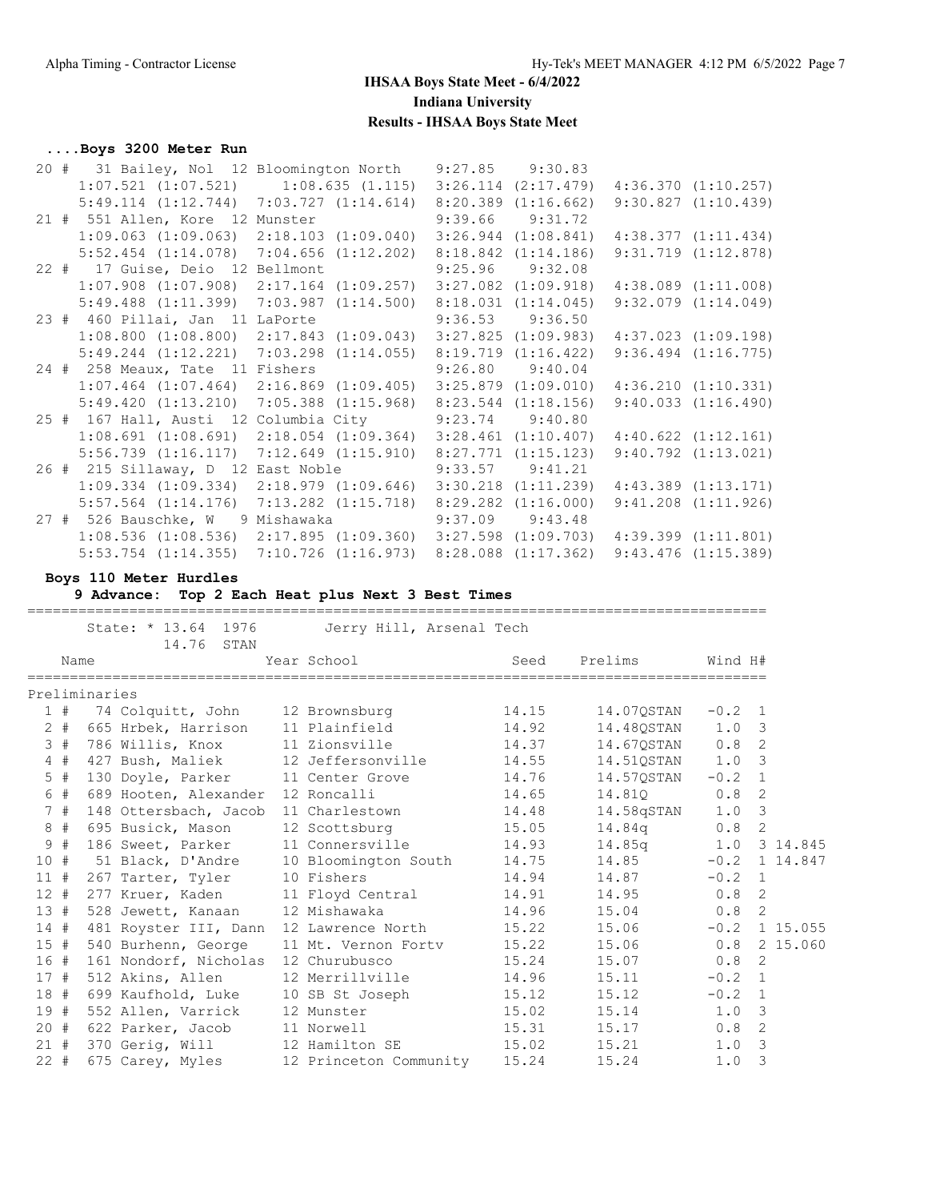# IHSAA Boys State Meet - 6/4/2022

## Indiana University

### Results - IHSAA Boys State Meet

#### ....Boys 3200 Meter Run

```
 20 #   31 Bailey, Nol  12 Bloomington North    9:27.85    9:30.83
      1:07.521 (1:07.521)     1:08.635 (1.115)  3:26.114 (2:17.479)  4:36.370 (1:10.257)
      5:49.114 (1:12.744)  7:03.727 (1:14.614)  8:20.389 (1:16.662)  9:30.827 (1:10.439)
 21 #  551 Allen, Kore  12 Munster              9:39.66    9:31.72
      1:09.063 (1:09.063)  2:18.103 (1:09.040)  3:26.944 (1:08.841)  4:38.377 (1:11.434)
      5:52.454 (1:14.078)  7:04.656 (1:12.202)  8:18.842 (1:14.186)  9:31.719 (1:12.878)
 22 #   17 Guise, Deio  12 Bellmont             9:25.96    9:32.08
      1:07.908 (1:07.908)  2:17.164 (1:09.257)  3:27.082 (1:09.918)  4:38.089 (1:11.008)
      5:49.488 (1:11.399)  7:03.987 (1:14.500)  8:18.031 (1:14.045)  9:32.079 (1:14.049)
 23 #  460 Pillai, Jan  11 LaPorte              9:36.53    9:36.50
      1:08.800 (1:08.800)  2:17.843 (1:09.043)  3:27.825 (1:09.983)  4:37.023 (1:09.198)
      5:49.244 (1:12.221)  7:03.298 (1:14.055)  8:19.719 (1:16.422)  9:36.494 (1:16.775)
 24 #  258 Meaux, Tate  11 Fishers              9:26.80    9:40.04
      1:07.464 (1:07.464)  2:16.869 (1:09.405)  3:25.879 (1:09.010)  4:36.210 (1:10.331)
      5:49.420 (1:13.210)  7:05.388 (1:15.968)  8:23.544 (1:18.156)  9:40.033 (1:16.490)
 25 #  167 Hall, Austi  12 Columbia City        9:23.74    9:40.80
      1:08.691 (1:08.691)  2:18.054 (1:09.364)  3:28.461 (1:10.407)  4:40.622 (1:12.161)
      5:56.739 (1:16.117)  7:12.649 (1:15.910)  8:27.771 (1:15.123)  9:40.792 (1:13.021)
 26 #  215 Sillaway, D  12 East Noble           9:33.57    9:41.21
      1:09.334 (1:09.334)  2:18.979 (1:09.646)  3:30.218 (1:11.239)  4:43.389 (1:13.171)
      5:57.564 (1:14.176)  7:13.282 (1:15.718)  8:29.282 (1:16.000)  9:41.208 (1:11.926)
 27 #  526 Bauschke, W   9 Mishawaka            9:37.09    9:43.48
      1:08.536 (1:08.536)  2:17.895 (1:09.360)  3:27.598 (1:09.703)  4:39.399 (1:11.801)
      5:53.754 (1:14.355)  7:10.726 (1:16.973)  8:28.088 (1:17.362)  9:43.476 (1:15.389)
```

#### Boys 110 Meter Hurdles

**9 Advance: Top 2 Each Heat plus Next 3 Best Times**

State: * 13.64 1976 Jerry Hill, Arsenal Tech
14.76 STAN

**Preliminaries**

| | Name | Year | School | Seed | Prelims | | Wind | H# | |
|---|---|---|---|---|---|---|---|---|---|
| 1 # | 74 Colquitt, John | 12 | Brownsburg | 14.15 | 14.07 | QSTAN | -0.2 | 1 | |
| 2 # | 665 Hrbek, Harrison | 11 | Plainfield | 14.92 | 14.48 | QSTAN | 1.0 | 3 | |
| 3 # | 786 Willis, Knox | 11 | Zionsville | 14.37 | 14.67 | QSTAN | 0.8 | 2 | |
| 4 # | 427 Bush, Maliek | 12 | Jeffersonville | 14.55 | 14.51 | QSTAN | 1.0 | 3 | |
| 5 # | 130 Doyle, Parker | 11 | Center Grove | 14.76 | 14.57 | QSTAN | -0.2 | 1 | |
| 6 # | 689 Hooten, Alexander | 12 | Roncalli | 14.65 | 14.81 | Q | 0.8 | 2 | |
| 7 # | 148 Ottersbach, Jacob | 11 | Charlestown | 14.48 | 14.58 | qSTAN | 1.0 | 3 | |
| 8 # | 695 Busick, Mason | 12 | Scottsburg | 15.05 | 14.84 | q | 0.8 | 2 | |
| 9 # | 186 Sweet, Parker | 11 | Connersville | 14.93 | 14.85 | q | 1.0 | 3 | 14.845 |
| 10 # | 51 Black, D'Andre | 10 | Bloomington South | 14.75 | 14.85 | | -0.2 | 1 | 14.847 |
| 11 # | 267 Tarter, Tyler | 10 | Fishers | 14.94 | 14.87 | | -0.2 | 1 | |
| 12 # | 277 Kruer, Kaden | 11 | Floyd Central | 14.91 | 14.95 | | 0.8 | 2 | |
| 13 # | 528 Jewett, Kanaan | 12 | Mishawaka | 14.96 | 15.04 | | 0.8 | 2 | |
| 14 # | 481 Royster III, Dann | 12 | Lawrence North | 15.22 | 15.06 | | -0.2 | 1 | 15.055 |
| 15 # | 540 Burhenn, George | 11 | Mt. Vernon Fortv | 15.22 | 15.06 | | 0.8 | 2 | 15.060 |
| 16 # | 161 Nondorf, Nicholas | 12 | Churubusco | 15.24 | 15.07 | | 0.8 | 2 | |
| 17 # | 512 Akins, Allen | 12 | Merrillville | 14.96 | 15.11 | | -0.2 | 1 | |
| 18 # | 699 Kaufhold, Luke | 10 | SB St Joseph | 15.12 | 15.12 | | -0.2 | 1 | |
| 19 # | 552 Allen, Varrick | 12 | Munster | 15.02 | 15.14 | | 1.0 | 3 | |
| 20 # | 622 Parker, Jacob | 11 | Norwell | 15.31 | 15.17 | | 0.8 | 2 | |
| 21 # | 370 Gerig, Will | 12 | Hamilton SE | 15.02 | 15.21 | | 1.0 | 3 | |
| 22 # | 675 Carey, Myles | 12 | Princeton Community | 15.24 | 15.24 | | 1.0 | 3 | |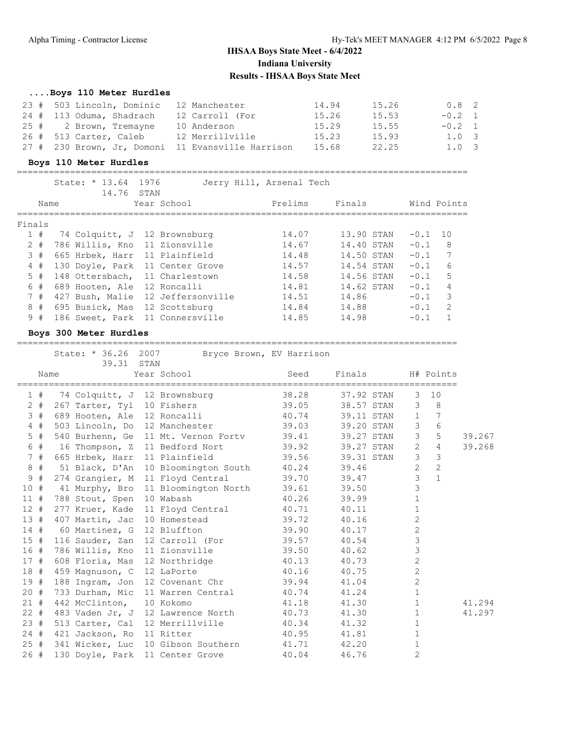# IHSAA Boys State Meet - 6/4/2022

## Indiana University

## Results - IHSAA Boys State Meet

### ....Boys 110 Meter Hurdles

| Place | # | Name | Year | School | Prelims | Finals | Wind | H# |
|---|---|---|---|---|---|---|---|---|
| 23 | 503 | Lincoln, Dominic | 12 | Manchester | 14.94 | 15.26 | 0.8 | 2 |
| 24 | 113 | Oduma, Shadrach | 12 | Carroll (For | 15.26 | 15.53 | -0.2 | 1 |
| 25 | 2 | Brown, Tremayne | 10 | Anderson | 15.29 | 15.55 | -0.2 | 1 |
| 26 | 513 | Carter, Caleb | 12 | Merrillville | 15.23 | 15.93 | 1.0 | 3 |
| 27 | 230 | Brown, Jr, Domoni | 11 | Evansville Harrison | 15.68 | 22.25 | 1.0 | 3 |

### Boys 110 Meter Hurdles

State: * 13.64 1976 Jerry Hill, Arsenal Tech
14.76 STAN

**Finals**

| Place | # | Name | Year | School | Prelims | Finals | | Wind | Points |
|---|---|---|---|---|---|---|---|---|---|
| 1 | 74 | Colquitt, J | 12 | Brownsburg | 14.07 | 13.90 | STAN | -0.1 | 10 |
| 2 | 786 | Willis, Kno | 11 | Zionsville | 14.67 | 14.40 | STAN | -0.1 | 8 |
| 3 | 665 | Hrbek, Harr | 11 | Plainfield | 14.48 | 14.50 | STAN | -0.1 | 7 |
| 4 | 130 | Doyle, Park | 11 | Center Grove | 14.57 | 14.54 | STAN | -0.1 | 6 |
| 5 | 148 | Ottersbach, | 11 | Charlestown | 14.58 | 14.56 | STAN | -0.1 | 5 |
| 6 | 689 | Hooten, Ale | 12 | Roncalli | 14.81 | 14.62 | STAN | -0.1 | 4 |
| 7 | 427 | Bush, Malie | 12 | Jeffersonville | 14.51 | 14.86 | | -0.1 | 3 |
| 8 | 695 | Busick, Mas | 12 | Scottsburg | 14.84 | 14.88 | | -0.1 | 2 |
| 9 | 186 | Sweet, Park | 11 | Connersville | 14.85 | 14.98 | | -0.1 | 1 |

### Boys 300 Meter Hurdles

State: * 36.26 2007 Bryce Brown, EV Harrison
39.31 STAN

| Place | # | Name | Year | School | Seed | Finals | | H# | Points | |
|---|---|---|---|---|---|---|---|---|---|---|
| 1 | 74 | Colquitt, J | 12 | Brownsburg | 38.28 | 37.92 | STAN | 3 | 10 | |
| 2 | 267 | Tarter, Tyl | 10 | Fishers | 39.05 | 38.57 | STAN | 3 | 8 | |
| 3 | 689 | Hooten, Ale | 12 | Roncalli | 40.74 | 39.11 | STAN | 1 | 7 | |
| 4 | 503 | Lincoln, Do | 12 | Manchester | 39.03 | 39.20 | STAN | 3 | 6 | |
| 5 | 540 | Burhenn, Ge | 11 | Mt. Vernon Fortv | 39.41 | 39.27 | STAN | 3 | 5 | 39.267 |
| 6 | 16 | Thompson, Z | 11 | Bedford Nort | 39.92 | 39.27 | STAN | 2 | 4 | 39.268 |
| 7 | 665 | Hrbek, Harr | 11 | Plainfield | 39.56 | 39.31 | STAN | 3 | 3 | |
| 8 | 51 | Black, D'An | 10 | Bloomington South | 40.24 | 39.46 | | 2 | 2 | |
| 9 | 274 | Grangier, M | 11 | Floyd Central | 39.70 | 39.47 | | 3 | 1 | |
| 10 | 41 | Murphy, Bro | 11 | Bloomington North | 39.61 | 39.50 | | 3 | | |
| 11 | 788 | Stout, Spen | 10 | Wabash | 40.26 | 39.99 | | 1 | | |
| 12 | 277 | Kruer, Kade | 11 | Floyd Central | 40.71 | 40.11 | | 1 | | |
| 13 | 407 | Martin, Jac | 10 | Homestead | 39.72 | 40.16 | | 2 | | |
| 14 | 60 | Martinez, G | 12 | Bluffton | 39.90 | 40.17 | | 2 | | |
| 15 | 116 | Sauder, Zan | 12 | Carroll (For | 39.57 | 40.54 | | 3 | | |
| 16 | 786 | Willis, Kno | 11 | Zionsville | 39.50 | 40.62 | | 3 | | |
| 17 | 608 | Floria, Mas | 12 | Northridge | 40.13 | 40.73 | | 2 | | |
| 18 | 459 | Magnuson, C | 12 | LaPorte | 40.16 | 40.75 | | 2 | | |
| 19 | 188 | Ingram, Jon | 12 | Covenant Chr | 39.94 | 41.04 | | 2 | | |
| 20 | 733 | Durham, Mic | 11 | Warren Central | 40.74 | 41.24 | | 1 | | |
| 21 | 442 | McClinton, | 10 | Kokomo | 41.18 | 41.30 | | 1 | | 41.294 |
| 22 | 483 | Vaden Jr, J | 12 | Lawrence North | 40.73 | 41.30 | | 1 | | 41.297 |
| 23 | 513 | Carter, Cal | 12 | Merrillville | 40.34 | 41.32 | | 1 | | |
| 24 | 421 | Jackson, Ro | 11 | Ritter | 40.95 | 41.81 | | 1 | | |
| 25 | 341 | Wicker, Luc | 10 | Gibson Southern | 41.71 | 42.20 | | 1 | | |
| 26 | 130 | Doyle, Park | 11 | Center Grove | 40.04 | 46.76 | | 2 | | |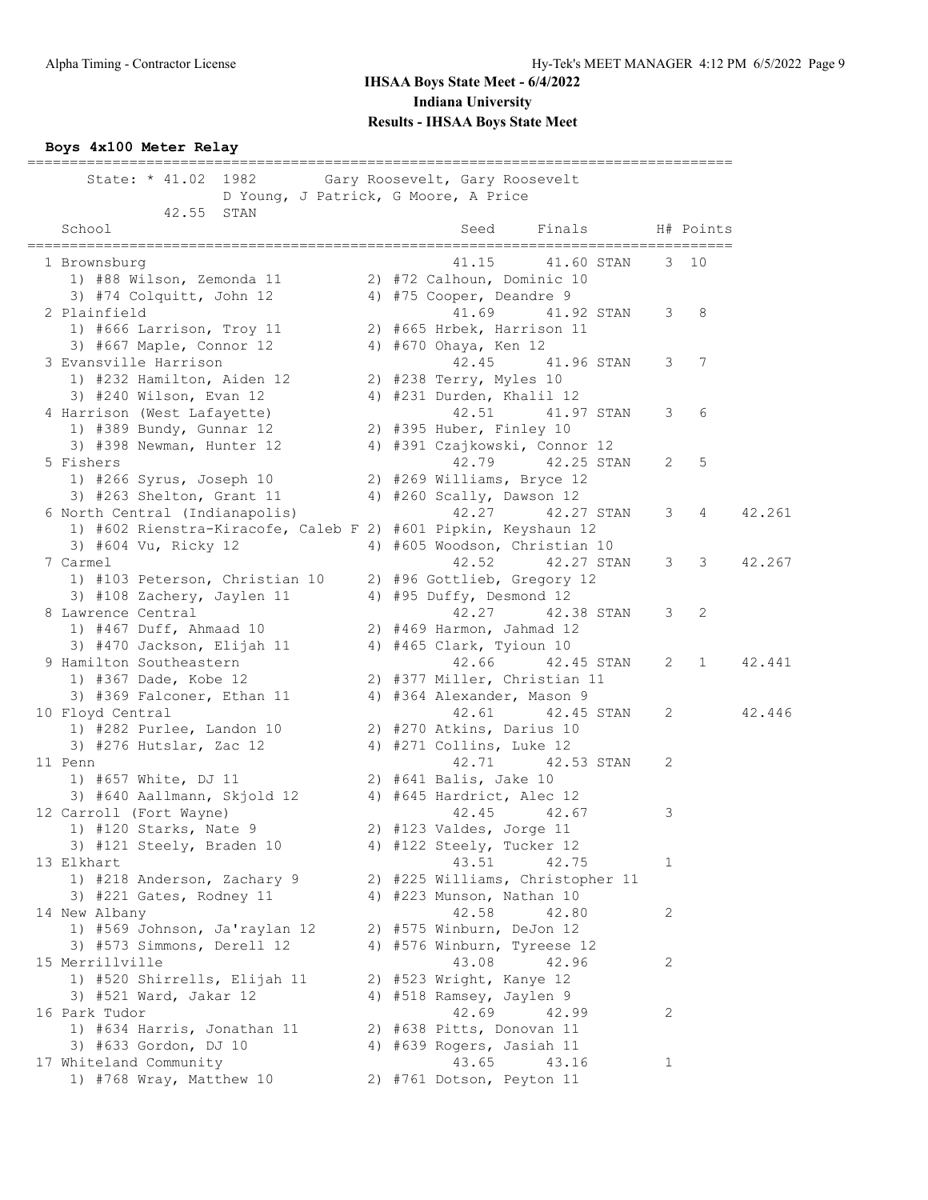# IHSAA Boys State Meet - 6/4/2022

## Indiana University

### Results - IHSAA Boys State Meet

**Boys 4x100 Meter Relay**

State: * 41.02 1982 Gary Roosevelt, Gary Roosevelt
D Young, J Patrick, G Moore, A Price
42.55 STAN

| Place | School | Seed | Finals | | H# | Points | |
|---|---|---|---|---|---|---|---|
| 1 | Brownsburg | 41.15 | 41.60 | STAN | 3 | 10 | |
| | 1) #88 Wilson, Zemonda 11; 2) #72 Calhoun, Dominic 10; 3) #74 Colquitt, John 12; 4) #75 Cooper, Deandre 9 | | | | | | |
| 2 | Plainfield | 41.69 | 41.92 | STAN | 3 | 8 | |
| | 1) #666 Larrison, Troy 11; 2) #665 Hrbek, Harrison 11; 3) #667 Maple, Connor 12; 4) #670 Ohaya, Ken 12 | | | | | | |
| 3 | Evansville Harrison | 42.45 | 41.96 | STAN | 3 | 7 | |
| | 1) #232 Hamilton, Aiden 12; 2) #238 Terry, Myles 10; 3) #240 Wilson, Evan 12; 4) #231 Durden, Khalil 12 | | | | | | |
| 4 | Harrison (West Lafayette) | 42.51 | 41.97 | STAN | 3 | 6 | |
| | 1) #389 Bundy, Gunnar 12; 2) #395 Huber, Finley 10; 3) #398 Newman, Hunter 12; 4) #391 Czajkowski, Connor 12 | | | | | | |
| 5 | Fishers | 42.79 | 42.25 | STAN | 2 | 5 | |
| | 1) #266 Syrus, Joseph 10; 2) #269 Williams, Bryce 12; 3) #263 Shelton, Grant 11; 4) #260 Scally, Dawson 12 | | | | | | |
| 6 | North Central (Indianapolis) | 42.27 | 42.27 | STAN | 3 | 4 | 42.261 |
| | 1) #602 Rienstra-Kiracofe, Caleb F; 2) #601 Pipkin, Keyshaun 12; 3) #604 Vu, Ricky 12; 4) #605 Woodson, Christian 10 | | | | | | |
| 7 | Carmel | 42.52 | 42.27 | STAN | 3 | 3 | 42.267 |
| | 1) #103 Peterson, Christian 10; 2) #96 Gottlieb, Gregory 12; 3) #108 Zachery, Jaylen 11; 4) #95 Duffy, Desmond 12 | | | | | | |
| 8 | Lawrence Central | 42.27 | 42.38 | STAN | 3 | 2 | |
| | 1) #467 Duff, Ahmaad 10; 2) #469 Harmon, Jahmad 12; 3) #470 Jackson, Elijah 11; 4) #465 Clark, Tyioun 10 | | | | | | |
| 9 | Hamilton Southeastern | 42.66 | 42.45 | STAN | 2 | 1 | 42.441 |
| | 1) #367 Dade, Kobe 12; 2) #377 Miller, Christian 11; 3) #369 Falconer, Ethan 11; 4) #364 Alexander, Mason 9 | | | | | | |
| 10 | Floyd Central | 42.61 | 42.45 | STAN | 2 | | 42.446 |
| | 1) #282 Purlee, Landon 10; 2) #270 Atkins, Darius 10; 3) #276 Hutslar, Zac 12; 4) #271 Collins, Luke 12 | | | | | | |
| 11 | Penn | 42.71 | 42.53 | STAN | 2 | | |
| | 1) #657 White, DJ 11; 2) #641 Balis, Jake 10; 3) #640 Aallmann, Skjold 12; 4) #645 Hardrict, Alec 12 | | | | | | |
| 12 | Carroll (Fort Wayne) | 42.45 | 42.67 | | 3 | | |
| | 1) #120 Starks, Nate 9; 2) #123 Valdes, Jorge 11; 3) #121 Steely, Braden 10; 4) #122 Steely, Tucker 12 | | | | | | |
| 13 | Elkhart | 43.51 | 42.75 | | 1 | | |
| | 1) #218 Anderson, Zachary 9; 2) #225 Williams, Christopher 11; 3) #221 Gates, Rodney 11; 4) #223 Munson, Nathan 10 | | | | | | |
| 14 | New Albany | 42.58 | 42.80 | | 2 | | |
| | 1) #569 Johnson, Ja'raylan 12; 2) #575 Winburn, DeJon 12; 3) #573 Simmons, Derell 12; 4) #576 Winburn, Tyreese 12 | | | | | | |
| 15 | Merrillville | 43.08 | 42.96 | | 2 | | |
| | 1) #520 Shirrells, Elijah 11; 2) #523 Wright, Kanye 12; 3) #521 Ward, Jakar 12; 4) #518 Ramsey, Jaylen 9 | | | | | | |
| 16 | Park Tudor | 42.69 | 42.99 | | 2 | | |
| | 1) #634 Harris, Jonathan 11; 2) #638 Pitts, Donovan 11; 3) #633 Gordon, DJ 10; 4) #639 Rogers, Jasiah 11 | | | | | | |
| 17 | Whiteland Community | 43.65 | 43.16 | | 1 | | |
| | 1) #768 Wray, Matthew 10; 2) #761 Dotson, Peyton 11 | | | | | | |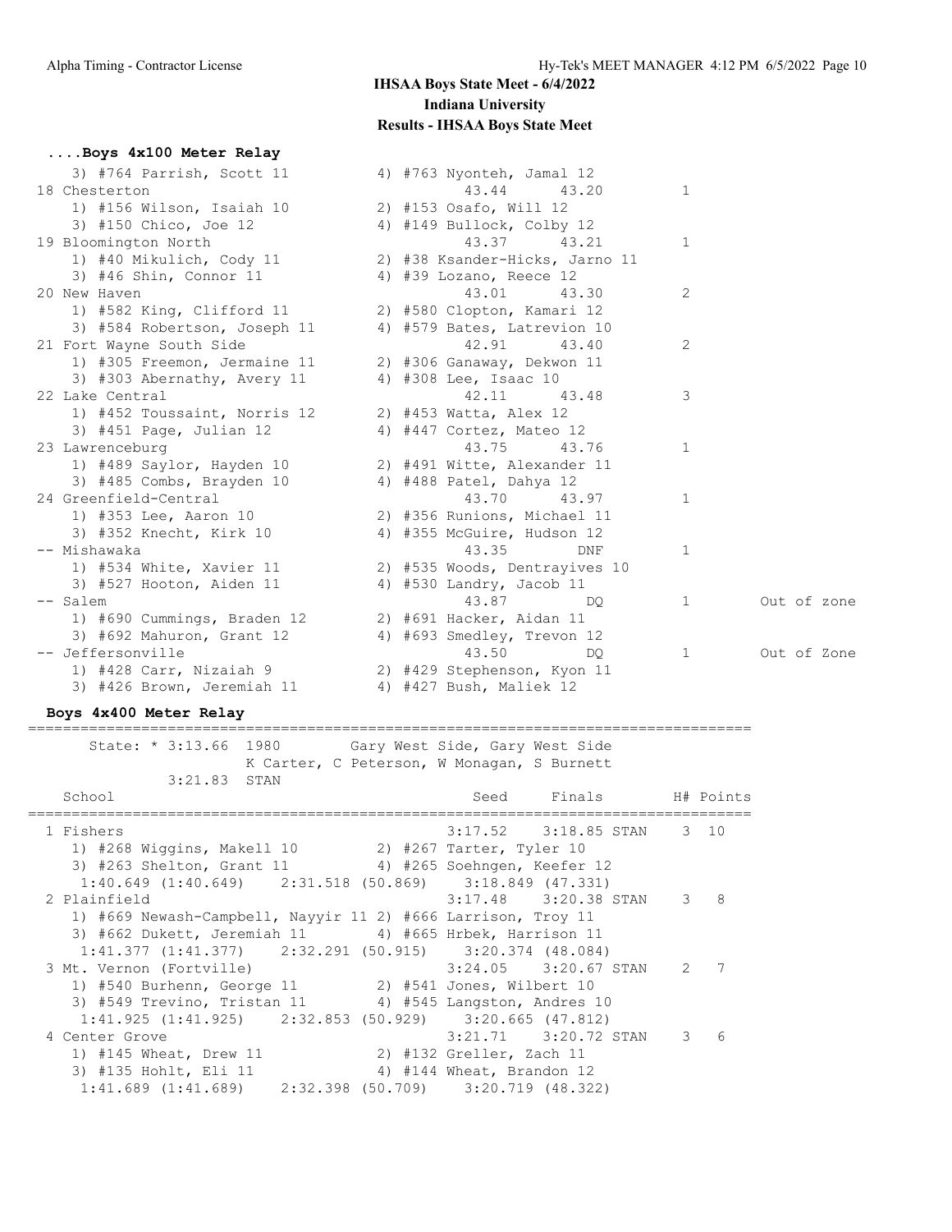## IHSAA Boys State Meet - 6/4/2022
**Indiana University**
**Results - IHSAA Boys State Meet**

### ....Boys 4x100 Meter Relay

```
   3) #764 Parrish, Scott 11          4) #763 Nyonteh, Jamal 12
18 Chesterton                                43.44      43.20          1
   1) #156 Wilson, Isaiah 10          2) #153 Osafo, Will 12
   3) #150 Chico, Joe 12              4) #149 Bullock, Colby 12
19 Bloomington North                         43.37      43.21          1
   1) #40 Mikulich, Cody 11           2) #38 Ksander-Hicks, Jarno 11
   3) #46 Shin, Connor 11             4) #39 Lozano, Reece 12
20 New Haven                                 43.01      43.30          2
   1) #582 King, Clifford 11          2) #580 Clopton, Kamari 12
   3) #584 Robertson, Joseph 11       4) #579 Bates, Latrevion 10
21 Fort Wayne South Side                     42.91      43.40          2
   1) #305 Freemon, Jermaine 11       2) #306 Ganaway, Dekwon 11
   3) #303 Abernathy, Avery 11        4) #308 Lee, Isaac 10
22 Lake Central                              42.11      43.48          3
   1) #452 Toussaint, Norris 12       2) #453 Watta, Alex 12
   3) #451 Page, Julian 12            4) #447 Cortez, Mateo 12
23 Lawrenceburg                              43.75      43.76          1
   1) #489 Saylor, Hayden 10          2) #491 Witte, Alexander 11
   3) #485 Combs, Brayden 10          4) #488 Patel, Dahya 12
24 Greenfield-Central                        43.70      43.97          1
   1) #353 Lee, Aaron 10              2) #356 Runions, Michael 11
   3) #352 Knecht, Kirk 10            4) #355 McGuire, Hudson 12
-- Mishawaka                                 43.35        DNF          1
   1) #534 White, Xavier 11           2) #535 Woods, Dentrayives 10
   3) #527 Hooton, Aiden 11           4) #530 Landry, Jacob 11
-- Salem                                     43.87         DQ          1       Out of zone
   1) #690 Cummings, Braden 12        2) #691 Hacker, Aidan 11
   3) #692 Mahuron, Grant 12          4) #693 Smedley, Trevon 12
-- Jeffersonville                            43.50         DQ          1       Out of Zone
   1) #428 Carr, Nizaiah 9            2) #429 Stephenson, Kyon 11
   3) #426 Brown, Jeremiah 11         4) #427 Bush, Maliek 12
```

### Boys 4x400 Meter Relay

```
===================================================================================
      State: * 3:13.66  1980       Gary West Side, Gary West Side
                     K Carter, C Peterson, W Monagan, S Burnett
             3:21.83  STAN
   School                                         Seed     Finals       H# Points
===================================================================================
  1 Fishers                                    3:17.52    3:18.85 STAN   3  10
     1) #268 Wiggins, Makell 10         2) #267 Tarter, Tyler 10
     3) #263 Shelton, Grant 11          4) #265 Soehngen, Keefer 12
     1:40.649 (1:40.649)    2:31.518 (50.869)    3:18.849 (47.331)
  2 Plainfield                                 3:17.48    3:20.38 STAN   3   8
     1) #669 Newash-Campbell, Nayyir 11 2) #666 Larrison, Troy 11
     3) #662 Dukett, Jeremiah 11        4) #665 Hrbek, Harrison 11
     1:41.377 (1:41.377)    2:32.291 (50.915)    3:20.374 (48.084)
  3 Mt. Vernon (Fortville)                     3:24.05    3:20.67 STAN   2   7
     1) #540 Burhenn, George 11         2) #541 Jones, Wilbert 10
     3) #549 Trevino, Tristan 11        4) #545 Langston, Andres 10
     1:41.925 (1:41.925)    2:32.853 (50.929)    3:20.665 (47.812)
  4 Center Grove                               3:21.71    3:20.72 STAN   3   6
     1) #145 Wheat, Drew 11             2) #132 Greller, Zach 11
     3) #135 Hohlt, Eli 11              4) #144 Wheat, Brandon 12
     1:41.689 (1:41.689)    2:32.398 (50.709)    3:20.719 (48.322)
```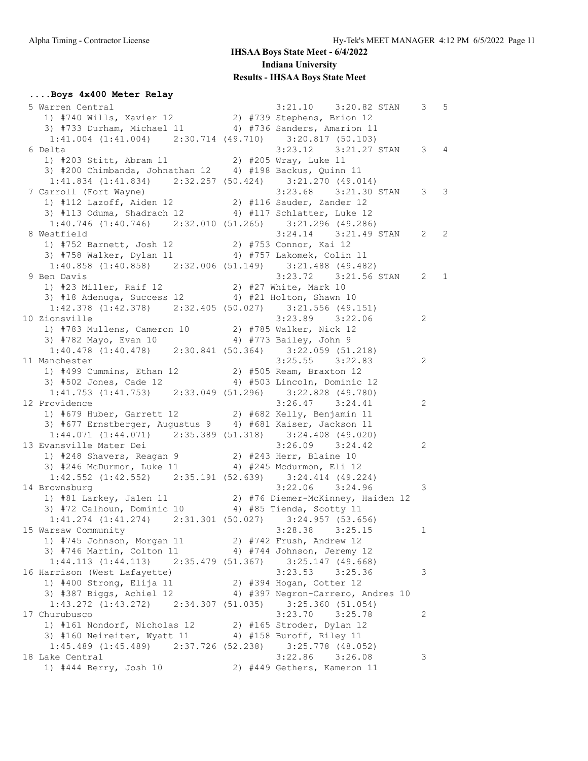**IHSAA Boys State Meet - 6/4/2022**
**Indiana University**
**Results - IHSAA Boys State Meet**

### ....Boys 4x400 Meter Relay

```
 5 Warren Central                                3:21.10    3:20.82 STAN    3   5
    1) #740 Wills, Xavier 12           2) #739 Stephens, Brion 12
    3) #733 Durham, Michael 11         4) #736 Sanders, Amarion 11
     1:41.004 (1:41.004)    2:30.714 (49.710)    3:20.817 (50.103)
 6 Delta                                         3:23.12    3:21.27 STAN    3   4
    1) #203 Stitt, Abram 11            2) #205 Wray, Luke 11
    3) #200 Chimbanda, Johnathan 12    4) #198 Backus, Quinn 11
     1:41.834 (1:41.834)    2:32.257 (50.424)    3:21.270 (49.014)
 7 Carroll (Fort Wayne)                          3:23.68    3:21.30 STAN    3   3
    1) #112 Lazoff, Aiden 12           2) #116 Sauder, Zander 12
    3) #113 Oduma, Shadrach 12         4) #117 Schlatter, Luke 12
     1:40.746 (1:40.746)    2:32.010 (51.265)    3:21.296 (49.286)
 8 Westfield                                     3:24.14    3:21.49 STAN    2   2
    1) #752 Barnett, Josh 12           2) #753 Connor, Kai 12
    3) #758 Walker, Dylan 11           4) #757 Lakomek, Colin 11
     1:40.858 (1:40.858)    2:32.006 (51.149)    3:21.488 (49.482)
 9 Ben Davis                                     3:23.72    3:21.56 STAN    2   1
    1) #23 Miller, Raif 12             2) #27 White, Mark 10
    3) #18 Adenuga, Success 12         4) #21 Holton, Shawn 10
     1:42.378 (1:42.378)    2:32.405 (50.027)    3:21.556 (49.151)
10 Zionsville                                    3:23.89    3:22.06         2
    1) #783 Mullens, Cameron 10        2) #785 Walker, Nick 12
    3) #782 Mayo, Evan 10              4) #773 Bailey, John 9
     1:40.478 (1:40.478)    2:30.841 (50.364)    3:22.059 (51.218)
11 Manchester                                    3:25.55    3:22.83         2
    1) #499 Cummins, Ethan 12          2) #505 Ream, Braxton 12
    3) #502 Jones, Cade 12             4) #503 Lincoln, Dominic 12
     1:41.753 (1:41.753)    2:33.049 (51.296)    3:22.828 (49.780)
12 Providence                                    3:26.47    3:24.41         2
    1) #679 Huber, Garrett 12          2) #682 Kelly, Benjamin 11
    3) #677 Ernstberger, Augustus 9    4) #681 Kaiser, Jackson 11
     1:44.071 (1:44.071)    2:35.389 (51.318)    3:24.408 (49.020)
13 Evansville Mater Dei                          3:26.09    3:24.42         2
    1) #248 Shavers, Reagan 9          2) #243 Herr, Blaine 10
    3) #246 McDurmon, Luke 11          4) #245 Mcdurmon, Eli 12
     1:42.552 (1:42.552)    2:35.191 (52.639)    3:24.414 (49.224)
14 Brownsburg                                    3:22.06    3:24.96         3
    1) #81 Larkey, Jalen 11            2) #76 Diemer-McKinney, Haiden 12
    3) #72 Calhoun, Dominic 10         4) #85 Tienda, Scotty 11
     1:41.274 (1:41.274)    2:31.301 (50.027)    3:24.957 (53.656)
15 Warsaw Community                              3:28.38    3:25.15         1
    1) #745 Johnson, Morgan 11         2) #742 Frush, Andrew 12
    3) #746 Martin, Colton 11          4) #744 Johnson, Jeremy 12
     1:44.113 (1:44.113)    2:35.479 (51.367)    3:25.147 (49.668)
16 Harrison (West Lafayette)                     3:23.53    3:25.36         3
    1) #400 Strong, Elija 11           2) #394 Hogan, Cotter 12
    3) #387 Biggs, Achiel 12           4) #397 Negron-Carrero, Andres 10
     1:43.272 (1:43.272)    2:34.307 (51.035)    3:25.360 (51.054)
17 Churubusco                                    3:23.70    3:25.78         2
    1) #161 Nondorf, Nicholas 12       2) #165 Stroder, Dylan 12
    3) #160 Neireiter, Wyatt 11        4) #158 Buroff, Riley 11
     1:45.489 (1:45.489)    2:37.726 (52.238)    3:25.778 (48.052)
18 Lake Central                                  3:22.86    3:26.08         3
    1) #444 Berry, Josh 10             2) #449 Gethers, Kameron 11
```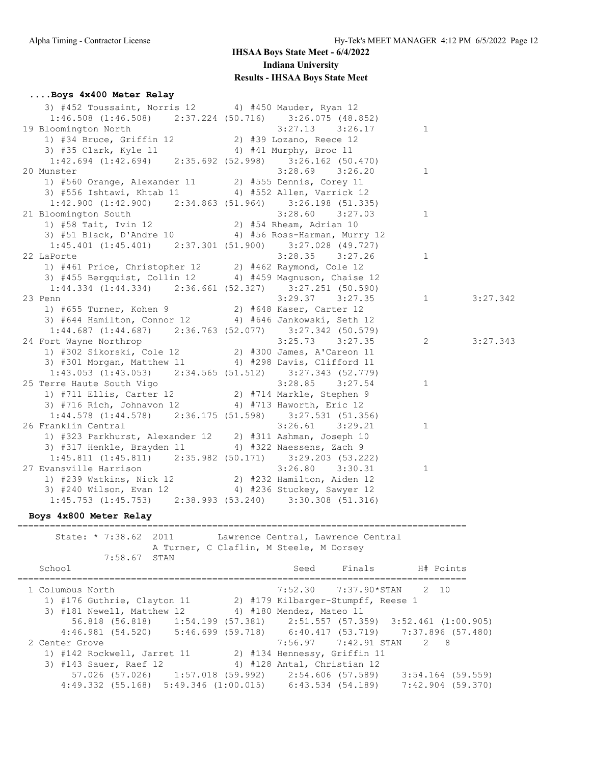# IHSAA Boys State Meet - 6/4/2022

## Indiana University

### Results - IHSAA Boys State Meet

#### ....Boys 4x400 Meter Relay

```
    3) #452 Toussaint, Norris 12       4) #450 Mauder, Ryan 12
     1:46.508 (1:46.508)   2:37.224 (50.716)   3:26.075 (48.852)
 19 Bloomington North                          3:27.13    3:26.17          1
    1) #34 Bruce, Griffin 12           2) #39 Lozano, Reece 12
    3) #35 Clark, Kyle 11              4) #41 Murphy, Broc 11
     1:42.694 (1:42.694)   2:35.692 (52.998)   3:26.162 (50.470)
 20 Munster                                    3:28.69    3:26.20          1
    1) #560 Orange, Alexander 11       2) #555 Dennis, Corey 11
    3) #556 Ishtawi, Khtab 11          4) #552 Allen, Varrick 12
     1:42.900 (1:42.900)   2:34.863 (51.964)   3:26.198 (51.335)
 21 Bloomington South                          3:28.60    3:27.03          1
    1) #58 Tait, Ivin 12               2) #54 Rheam, Adrian 10
    3) #51 Black, D'Andre 10           4) #56 Ross-Harman, Murry 12
     1:45.401 (1:45.401)   2:37.301 (51.900)   3:27.028 (49.727)
 22 LaPorte                                    3:28.35    3:27.26          1
    1) #461 Price, Christopher 12      2) #462 Raymond, Cole 12
    3) #455 Bergquist, Collin 12       4) #459 Magnuson, Chaise 12
     1:44.334 (1:44.334)   2:36.661 (52.327)   3:27.251 (50.590)
 23 Penn                                       3:29.37    3:27.35          1        3:27.342
    1) #655 Turner, Kohen 9            2) #648 Kaser, Carter 12
    3) #644 Hamilton, Connor 12        4) #646 Jankowski, Seth 12
     1:44.687 (1:44.687)   2:36.763 (52.077)   3:27.342 (50.579)
 24 Fort Wayne Northrop                        3:25.73    3:27.35          2        3:27.343
    1) #302 Sikorski, Cole 12          2) #300 James, A'Careon 11
    3) #301 Morgan, Matthew 11         4) #298 Davis, Clifford 11
     1:43.053 (1:43.053)   2:34.565 (51.512)   3:27.343 (52.779)
 25 Terre Haute South Vigo                     3:28.85    3:27.54          1
    1) #711 Ellis, Carter 12           2) #714 Markle, Stephen 9
    3) #716 Rich, Johnavon 12          4) #713 Haworth, Eric 12
     1:44.578 (1:44.578)   2:36.175 (51.598)   3:27.531 (51.356)
 26 Franklin Central                           3:26.61    3:29.21          1
    1) #323 Parkhurst, Alexander 12    2) #311 Ashman, Joseph 10
    3) #317 Henkle, Brayden 11         4) #322 Naessens, Zach 9
     1:45.811 (1:45.811)   2:35.982 (50.171)   3:29.203 (53.222)
 27 Evansville Harrison                        3:26.80    3:30.31          1
    1) #239 Watkins, Nick 12           2) #232 Hamilton, Aiden 12
    3) #240 Wilson, Evan 12            4) #236 Stuckey, Sawyer 12
     1:45.753 (1:45.753)   2:38.993 (53.240)   3:30.308 (51.316)
```

#### Boys 4x800 Meter Relay

```
===================================================================================
      State: * 7:38.62  2011        Lawrence Central, Lawrence Central
                      A Turner, C Claflin, M Steele, M Dorsey
            7:58.67  STAN
   School                                       Seed     Finals        H# Points
===================================================================================
  1 Columbus North                             7:52.30    7:37.90*STAN    2  10
    1) #176 Guthrie, Clayton 11        2) #179 Kilbarger-Stumpff, Reese 1
    3) #181 Newell, Matthew 12         4) #180 Mendez, Mateo 11
        56.818 (56.818)    1:54.199 (57.381)    2:51.557 (57.359)  3:52.461 (1:00.905)
      4:46.981 (54.520)    5:46.699 (59.718)    6:40.417 (53.719)    7:37.896 (57.480)
  2 Center Grove                               7:56.97    7:42.91 STAN    2   8
    1) #142 Rockwell, Jarret 11        2) #134 Hennessy, Griffin 11
    3) #143 Sauer, Raef 12             4) #128 Antal, Christian 12
        57.026 (57.026)    1:57.018 (59.992)    2:54.606 (57.589)    3:54.164 (59.559)
      4:49.332 (55.168)  5:49.346 (1:00.015)    6:43.534 (54.189)    7:42.904 (59.370)
```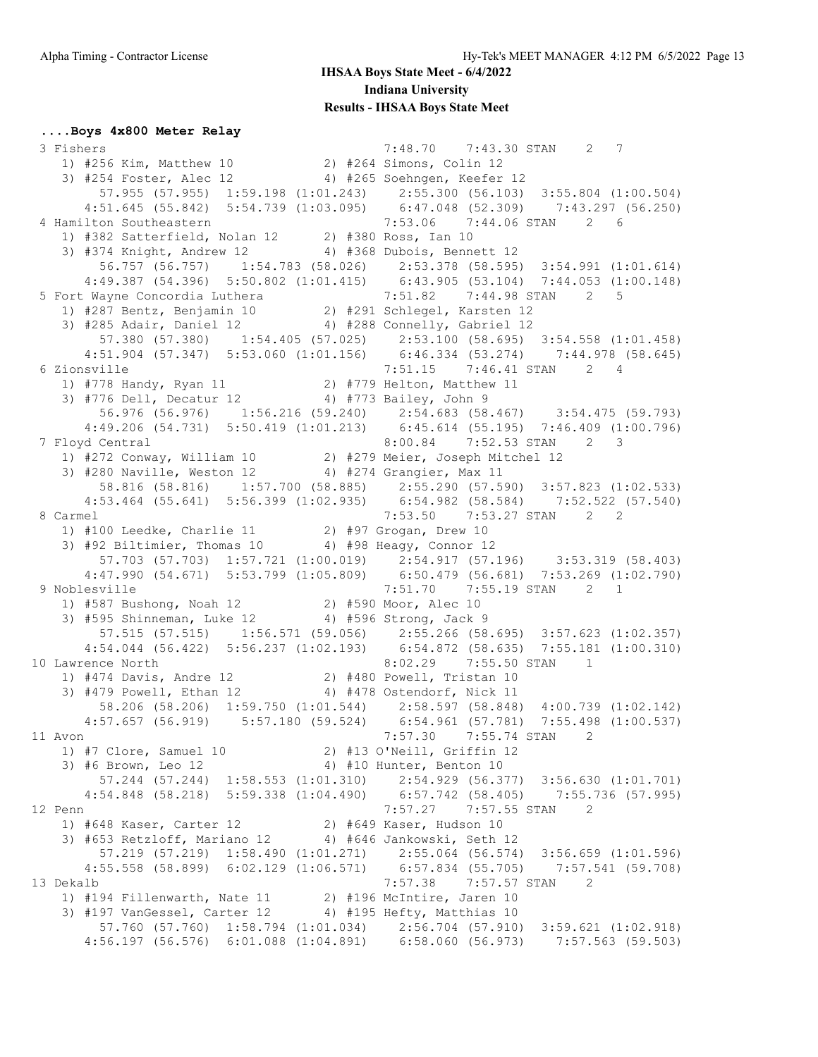**IHSAA Boys State Meet - 6/4/2022**

**Indiana University**

**Results - IHSAA Boys State Meet**

### ....Boys 4x800 Meter Relay

```
 3 Fishers                                          7:48.70    7:43.30 STAN    2   7 
    1) #256 Kim, Matthew 10             2) #264 Simons, Colin 12           
    3) #254 Foster, Alec 12             4) #265 Soehngen, Keefer 12        
         57.955 (57.955)  1:59.198 (1:01.243)    2:55.300 (56.103)  3:55.804 (1:00.504)
       4:51.645 (55.842)  5:54.739 (1:03.095)    6:47.048 (52.309)    7:43.297 (56.250)
 4 Hamilton Southeastern                            7:53.06    7:44.06 STAN    2   6 
    1) #382 Satterfield, Nolan 12       2) #380 Ross, Ian 10               
    3) #374 Knight, Andrew 12           4) #368 Dubois, Bennett 12         
         56.757 (56.757)    1:54.783 (58.026)    2:53.378 (58.595)  3:54.991 (1:01.614)
       4:49.387 (54.396)  5:50.802 (1:01.415)    6:43.905 (53.104)  7:44.053 (1:00.148)
 5 Fort Wayne Concordia Luthera                     7:51.82    7:44.98 STAN    2   5 
    1) #287 Bentz, Benjamin 10          2) #291 Schlegel, Karsten 12       
    3) #285 Adair, Daniel 12            4) #288 Connelly, Gabriel 12       
         57.380 (57.380)    1:54.405 (57.025)    2:53.100 (58.695)  3:54.558 (1:01.458)
       4:51.904 (57.347)  5:53.060 (1:01.156)    6:46.334 (53.274)    7:44.978 (58.645)
 6 Zionsville                                       7:51.15    7:46.41 STAN    2   4 
    1) #778 Handy, Ryan 11              2) #779 Helton, Matthew 11         
    3) #776 Dell, Decatur 12            4) #773 Bailey, John 9             
         56.976 (56.976)    1:56.216 (59.240)    2:54.683 (58.467)    3:54.475 (59.793)
       4:49.206 (54.731)  5:50.419 (1:01.213)    6:45.614 (55.195)  7:46.409 (1:00.796)
 7 Floyd Central                                    8:00.84    7:52.53 STAN    2   3 
    1) #272 Conway, William 10          2) #279 Meier, Joseph Mitchel 12   
    3) #280 Naville, Weston 12          4) #274 Grangier, Max 11           
         58.816 (58.816)    1:57.700 (58.885)    2:55.290 (57.590)  3:57.823 (1:02.533)
       4:53.464 (55.641)  5:56.399 (1:02.935)    6:54.982 (58.584)    7:52.522 (57.540)
 8 Carmel                                           7:53.50    7:53.27 STAN    2   2 
    1) #100 Leedke, Charlie 11          2) #97 Grogan, Drew 10             
    3) #92 Biltimier, Thomas 10         4) #98 Heagy, Connor 12            
         57.703 (57.703)  1:57.721 (1:00.019)    2:54.917 (57.196)    3:53.319 (58.403)
       4:47.990 (54.671)  5:53.799 (1:05.809)    6:50.479 (56.681)  7:53.269 (1:02.790)
 9 Noblesville                                      7:51.70    7:55.19 STAN    2   1 
    1) #587 Bushong, Noah 12            2) #590 Moor, Alec 10              
    3) #595 Shinneman, Luke 12          4) #596 Strong, Jack 9             
         57.515 (57.515)    1:56.571 (59.056)    2:55.266 (58.695)  3:57.623 (1:02.357)
       4:54.044 (56.422)  5:56.237 (1:02.193)    6:54.872 (58.635)  7:55.181 (1:00.310)
10 Lawrence North                                   8:02.29    7:55.50 STAN    1     
    1) #474 Davis, Andre 12             2) #480 Powell, Tristan 10         
    3) #479 Powell, Ethan 12            4) #478 Ostendorf, Nick 11         
         58.206 (58.206)  1:59.750 (1:01.544)    2:58.597 (58.848)  4:00.739 (1:02.142)
       4:57.657 (56.919)    5:57.180 (59.524)    6:54.961 (57.781)  7:55.498 (1:00.537)
11 Avon                                             7:57.30    7:55.74 STAN    2     
    1) #7 Clore, Samuel 10              2) #13 O'Neill, Griffin 12         
    3) #6 Brown, Leo 12                 4) #10 Hunter, Benton 10           
         57.244 (57.244)  1:58.553 (1:01.310)    2:54.929 (56.377)  3:56.630 (1:01.701)
       4:54.848 (58.218)  5:59.338 (1:04.490)    6:57.742 (58.405)    7:55.736 (57.995)
12 Penn                                             7:57.27    7:57.55 STAN    2     
    1) #648 Kaser, Carter 12            2) #649 Kaser, Hudson 10           
    3) #653 Retzloff, Mariano 12        4) #646 Jankowski, Seth 12         
         57.219 (57.219)  1:58.490 (1:01.271)    2:55.064 (56.574)  3:56.659 (1:01.596)
       4:55.558 (58.899)  6:02.129 (1:06.571)    6:57.834 (55.705)    7:57.541 (59.708)
13 Dekalb                                           7:57.38    7:57.57 STAN    2     
    1) #194 Fillenwarth, Nate 11        2) #196 McIntire, Jaren 10         
    3) #197 VanGessel, Carter 12        4) #195 Hefty, Matthias 10         
         57.760 (57.760)  1:58.794 (1:01.034)    2:56.704 (57.910)  3:59.621 (1:02.918)
       4:56.197 (56.576)  6:01.088 (1:04.891)    6:58.060 (56.973)    7:57.563 (59.503)
```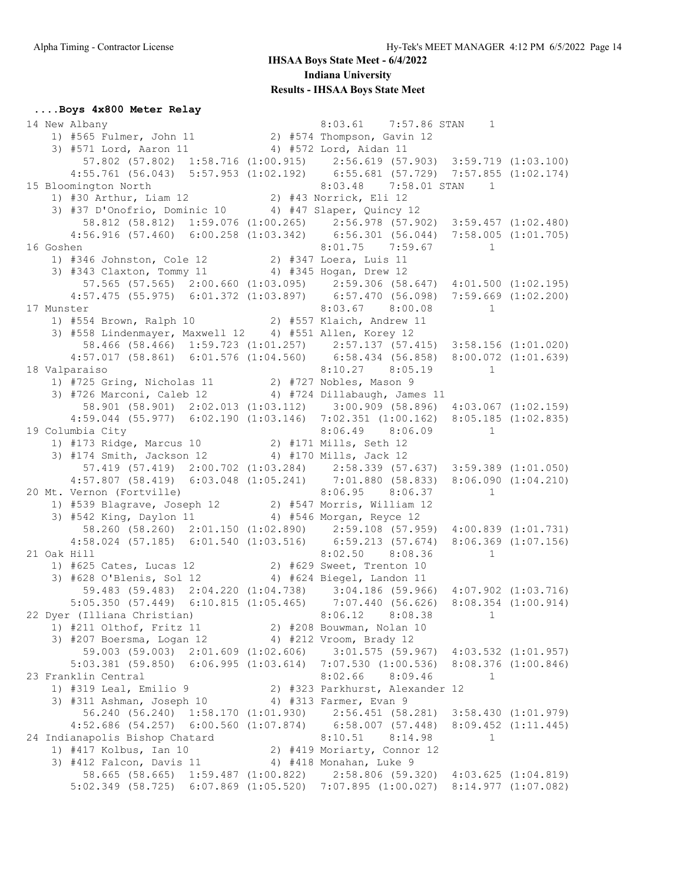# IHSAA Boys State Meet - 6/4/2022

## Indiana University

### Results - IHSAA Boys State Meet

**....Boys 4x800 Meter Relay**

```
14 New Albany                                  8:03.61    7:57.86 STAN    1
    1) #565 Fulmer, John 11            2) #574 Thompson, Gavin 12
    3) #571 Lord, Aaron 11             4) #572 Lord, Aidan 11
        57.802 (57.802)  1:58.716 (1:00.915)    2:56.619 (57.903)  3:59.719 (1:03.100)
      4:55.761 (56.043)  5:57.953 (1:02.192)    6:55.681 (57.729)  7:57.855 (1:02.174)
15 Bloomington North                           8:03.48    7:58.01 STAN    1
    1) #30 Arthur, Liam 12             2) #43 Norrick, Eli 12
    3) #37 D'Onofrio, Dominic 10       4) #47 Slaper, Quincy 12
        58.812 (58.812)  1:59.076 (1:00.265)    2:56.978 (57.902)  3:59.457 (1:02.480)
      4:56.916 (57.460)  6:00.258 (1:03.342)    6:56.301 (56.044)  7:58.005 (1:01.705)
16 Goshen                                      8:01.75    7:59.67         1
    1) #346 Johnston, Cole 12          2) #347 Loera, Luis 11
    3) #343 Claxton, Tommy 11          4) #345 Hogan, Drew 12
        57.565 (57.565)  2:00.660 (1:03.095)    2:59.306 (58.647)  4:01.500 (1:02.195)
      4:57.475 (55.975)  6:01.372 (1:03.897)    6:57.470 (56.098)  7:59.669 (1:02.200)
17 Munster                                     8:03.67    8:00.08         1
    1) #554 Brown, Ralph 10            2) #557 Klaich, Andrew 11
    3) #558 Lindenmayer, Maxwell 12    4) #551 Allen, Korey 12
        58.466 (58.466)  1:59.723 (1:01.257)    2:57.137 (57.415)  3:58.156 (1:01.020)
      4:57.017 (58.861)  6:01.576 (1:04.560)    6:58.434 (56.858)  8:00.072 (1:01.639)
18 Valparaiso                                  8:10.27    8:05.19         1
    1) #725 Gring, Nicholas 11         2) #727 Nobles, Mason 9
    3) #726 Marconi, Caleb 12          4) #724 Dillabaugh, James 11
        58.901 (58.901)  2:02.013 (1:03.112)    3:00.909 (58.896)  4:03.067 (1:02.159)
      4:59.044 (55.977)  6:02.190 (1:03.146)  7:02.351 (1:00.162)  8:05.185 (1:02.835)
19 Columbia City                               8:06.49    8:06.09         1
    1) #173 Ridge, Marcus 10           2) #171 Mills, Seth 12
    3) #174 Smith, Jackson 12          4) #170 Mills, Jack 12
        57.419 (57.419)  2:00.702 (1:03.284)    2:58.339 (57.637)  3:59.389 (1:01.050)
      4:57.807 (58.419)  6:03.048 (1:05.241)    7:01.880 (58.833)  8:06.090 (1:04.210)
20 Mt. Vernon (Fortville)                      8:06.95    8:06.37         1
    1) #539 Blagrave, Joseph 12        2) #547 Morris, William 12
    3) #542 King, Daylon 11            4) #546 Morgan, Reyce 12
        58.260 (58.260)  2:01.150 (1:02.890)    2:59.108 (57.959)  4:00.839 (1:01.731)
      4:58.024 (57.185)  6:01.540 (1:03.516)    6:59.213 (57.674)  8:06.369 (1:07.156)
21 Oak Hill                                    8:02.50    8:08.36         1
    1) #625 Cates, Lucas 12            2) #629 Sweet, Trenton 10
    3) #628 O'Blenis, Sol 12           4) #624 Biegel, Landon 11
        59.483 (59.483)  2:04.220 (1:04.738)    3:04.186 (59.966)  4:07.902 (1:03.716)
      5:05.350 (57.449)  6:10.815 (1:05.465)    7:07.440 (56.626)  8:08.354 (1:00.914)
22 Dyer (Illiana Christian)                    8:06.12    8:08.38         1
    1) #211 Olthof, Fritz 11           2) #208 Bouwman, Nolan 10
    3) #207 Boersma, Logan 12          4) #212 Vroom, Brady 12
        59.003 (59.003)  2:01.609 (1:02.606)    3:01.575 (59.967)  4:03.532 (1:01.957)
      5:03.381 (59.850)  6:06.995 (1:03.614)  7:07.530 (1:00.536)  8:08.376 (1:00.846)
23 Franklin Central                            8:02.66    8:09.46         1
    1) #319 Leal, Emilio 9             2) #323 Parkhurst, Alexander 12
    3) #311 Ashman, Joseph 10          4) #313 Farmer, Evan 9
        56.240 (56.240)  1:58.170 (1:01.930)    2:56.451 (58.281)  3:58.430 (1:01.979)
      4:52.686 (54.257)  6:00.560 (1:07.874)    6:58.007 (57.448)  8:09.452 (1:11.445)
24 Indianapolis Bishop Chatard                 8:10.51    8:14.98         1
    1) #417 Kolbus, Ian 10             2) #419 Moriarty, Connor 12
    3) #412 Falcon, Davis 11           4) #418 Monahan, Luke 9
        58.665 (58.665)  1:59.487 (1:00.822)    2:58.806 (59.320)  4:03.625 (1:04.819)
      5:02.349 (58.725)  6:07.869 (1:05.520)  7:07.895 (1:00.027)  8:14.977 (1:07.082)
```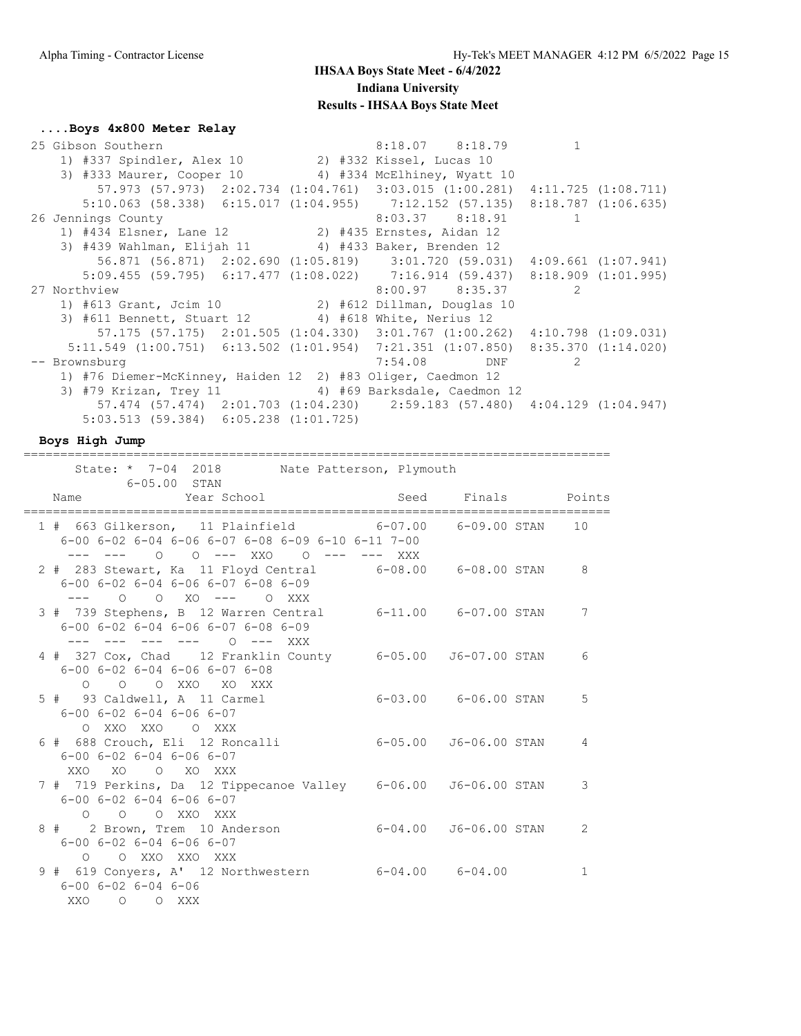# IHSAA Boys State Meet - 6/4/2022

## Indiana University

## Results - IHSAA Boys State Meet

### ....Boys 4x800 Meter Relay

```
25 Gibson Southern                             8:18.07    8:18.79          1
    1) #337 Spindler, Alex 10          2) #332 Kissel, Lucas 10
    3) #333 Maurer, Cooper 10          4) #334 McElhiney, Wyatt 10
         57.973 (57.973)  2:02.734 (1:04.761)  3:03.015 (1:00.281)  4:11.725 (1:08.711)
       5:10.063 (58.338)  6:15.017 (1:04.955)    7:12.152 (57.135)  8:18.787 (1:06.635)
26 Jennings County                             8:03.37    8:18.91          1
    1) #434 Elsner, Lane 12            2) #435 Ernstes, Aidan 12
    3) #439 Wahlman, Elijah 11         4) #433 Baker, Brenden 12
         56.871 (56.871)  2:02.690 (1:05.819)    3:01.720 (59.031)  4:09.661 (1:07.941)
       5:09.455 (59.795)  6:17.477 (1:08.022)    7:16.914 (59.437)  8:18.909 (1:01.995)
27 Northview                                   8:00.97    8:35.37          2
    1) #613 Grant, Jcim 10             2) #612 Dillman, Douglas 10
    3) #611 Bennett, Stuart 12         4) #618 White, Nerius 12
         57.175 (57.175)  2:01.505 (1:04.330)  3:01.767 (1:00.262)  4:10.798 (1:09.031)
     5:11.549 (1:00.751)  6:13.502 (1:01.954)  7:21.351 (1:07.850)  8:35.370 (1:14.020)
-- Brownsburg                                  7:54.08        DNF          2
    1) #76 Diemer-McKinney, Haiden 12  2) #83 Oliger, Caedmon 12
    3) #79 Krizan, Trey 11             4) #69 Barksdale, Caedmon 12
         57.474 (57.474)  2:01.703 (1:04.230)    2:59.183 (57.480)  4:04.129 (1:04.947)
       5:03.513 (59.384)  6:05.238 (1:01.725)
```

### Boys High Jump

```
================================================================================
      State: * 7-04  2018       Nate Patterson, Plymouth
             6-05.00  STAN
    Name              Year School                Seed     Finals        Points
================================================================================
  1 #  663 Gilkerson,  11 Plainfield            6-07.00    6-09.00 STAN    10
     6-00 6-02 6-04 6-06 6-07 6-08 6-09 6-10 6-11 7-00
      ---  ---    O    O  ---  XXO    O  ---  ---  XXX
  2 #  283 Stewart, Ka  11 Floyd Central        6-08.00    6-08.00 STAN     8
     6-00 6-02 6-04 6-06 6-07 6-08 6-09
      ---    O    O   XO  ---    O  XXX
  3 #  739 Stephens, B  12 Warren Central       6-11.00    6-07.00 STAN     7
     6-00 6-02 6-04 6-06 6-07 6-08 6-09
      ---  ---  ---  ---    O  ---  XXX
  4 #  327 Cox, Chad    12 Franklin County      6-05.00   J6-07.00 STAN     6
     6-00 6-02 6-04 6-06 6-07 6-08
        O    O    O  XXO   XO  XXX
  5 #   93 Caldwell, A  11 Carmel               6-03.00    6-06.00 STAN     5
     6-00 6-02 6-04 6-06 6-07
        O  XXO  XXO    O  XXX
  6 #  688 Crouch, Eli  12 Roncalli             6-05.00   J6-06.00 STAN     4
     6-00 6-02 6-04 6-06 6-07
      XXO   XO    O   XO  XXX
  7 #  719 Perkins, Da  12 Tippecanoe Valley    6-06.00   J6-06.00 STAN     3
     6-00 6-02 6-04 6-06 6-07
        O    O    O  XXO  XXX
  8 #    2 Brown, Trem  10 Anderson             6-04.00   J6-06.00 STAN     2
     6-00 6-02 6-04 6-06 6-07
        O    O  XXO  XXO  XXX
  9 #  619 Conyers, A'  12 Northwestern         6-04.00    6-04.00          1
     6-00 6-02 6-04 6-06
      XXO    O    O  XXX
```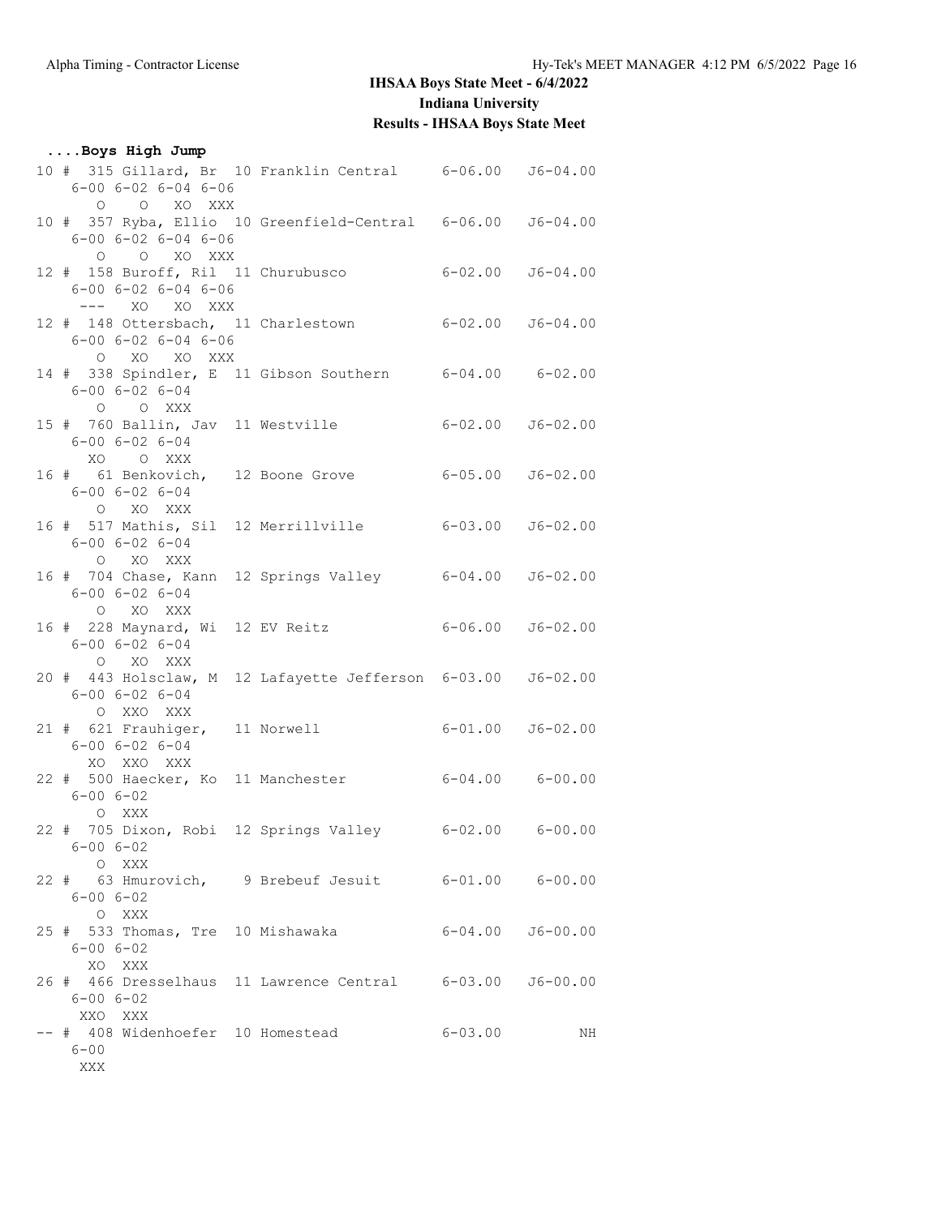# IHSAA Boys State Meet - 6/4/2022

## Indiana University

### Results - IHSAA Boys State Meet

**....Boys High Jump**

```
10 # 315 Gillard, Br  10 Franklin Central     6-06.00  J6-04.00
     6-00 6-02 6-04 6-06
        O    O   XO  XXX
10 # 357 Ryba, Ellio  10 Greenfield-Central   6-06.00  J6-04.00
     6-00 6-02 6-04 6-06
        O    O   XO  XXX
12 # 158 Buroff, Ril  11 Churubusco           6-02.00  J6-04.00
     6-00 6-02 6-04 6-06
      ---   XO   XO  XXX
12 # 148 Ottersbach,  11 Charlestown          6-02.00  J6-04.00
     6-00 6-02 6-04 6-06
        O   XO   XO  XXX
14 # 338 Spindler, E  11 Gibson Southern      6-04.00   6-02.00
     6-00 6-02 6-04
        O    O  XXX
15 # 760 Ballin, Jav  11 Westville            6-02.00  J6-02.00
     6-00 6-02 6-04
       XO    O  XXX
16 #  61 Benkovich,   12 Boone Grove          6-05.00  J6-02.00
     6-00 6-02 6-04
        O   XO  XXX
16 # 517 Mathis, Sil  12 Merrillville         6-03.00  J6-02.00
     6-00 6-02 6-04
        O   XO  XXX
16 # 704 Chase, Kann  12 Springs Valley       6-04.00  J6-02.00
     6-00 6-02 6-04
        O   XO  XXX
16 # 228 Maynard, Wi  12 EV Reitz             6-06.00  J6-02.00
     6-00 6-02 6-04
        O   XO  XXX
20 # 443 Holsclaw, M  12 Lafayette Jefferson  6-03.00  J6-02.00
     6-00 6-02 6-04
        O  XXO  XXX
21 # 621 Frauhiger,   11 Norwell              6-01.00  J6-02.00
     6-00 6-02 6-04
       XO  XXO  XXX
22 # 500 Haecker, Ko  11 Manchester           6-04.00   6-00.00
     6-00 6-02
        O  XXX
22 # 705 Dixon, Robi  12 Springs Valley       6-02.00   6-00.00
     6-00 6-02
        O  XXX
22 #  63 Hmurovich,    9 Brebeuf Jesuit       6-01.00   6-00.00
     6-00 6-02
        O  XXX
25 # 533 Thomas, Tre  10 Mishawaka            6-04.00  J6-00.00
     6-00 6-02
       XO  XXX
26 # 466 Dresselhaus  11 Lawrence Central     6-03.00  J6-00.00
     6-00 6-02
      XXO  XXX
-- # 408 Widenhoefer  10 Homestead            6-03.00        NH
     6-00
      XXX
```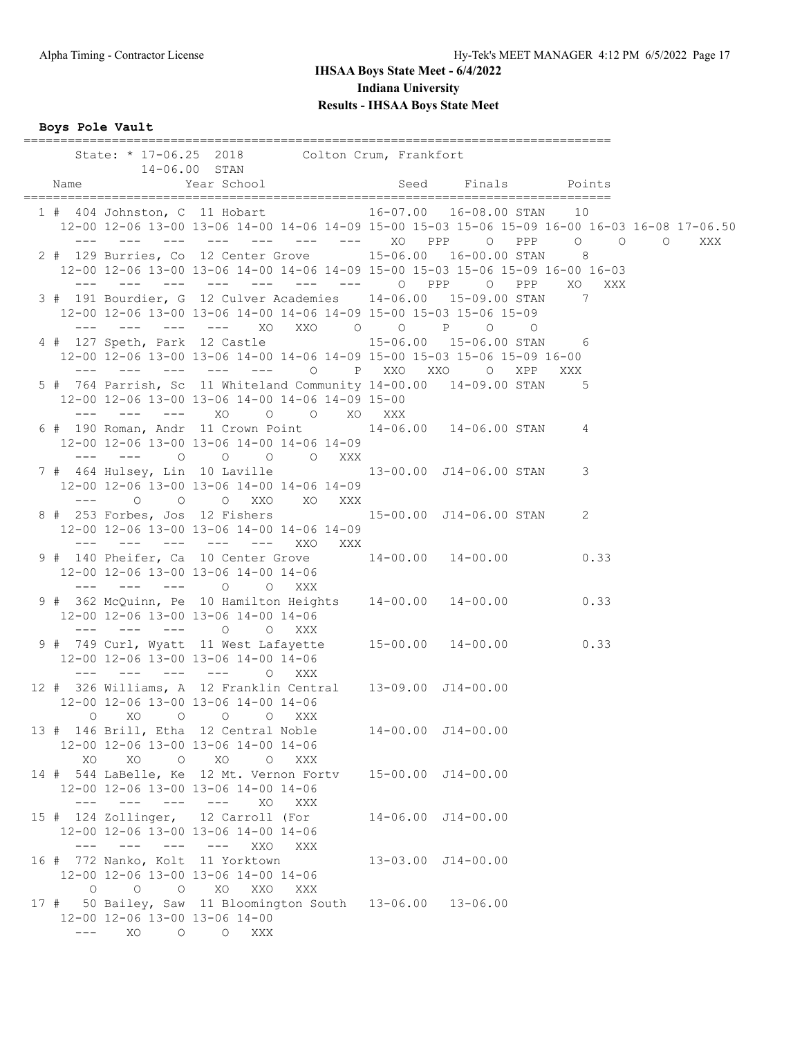# IHSAA Boys State Meet - 6/4/2022

## Indiana University

## Results - IHSAA Boys State Meet

**Boys Pole Vault**

```
================================================================================
      State: * 17-06.25  2018        Colton Crum, Frankfort                     
             14-06.00  STAN                                                     
    Name                 Year School                Seed     Finals       Points
================================================================================
  1 #  404 Johnston, C  11 Hobart              16-07.00   16-08.00 STAN    10   
     12-00 12-06 13-00 13-06 14-00 14-06 14-09 15-00 15-03 15-06 15-09 16-00 16-03 16-08 17-06.50
       ---   ---   ---   ---   ---   ---   ---    XO   PPP     O   PPP     O     O     O   XXX
  2 #  129 Burries, Co  12 Center Grove        15-06.00   16-00.00 STAN     8   
     12-00 12-06 13-00 13-06 14-00 14-06 14-09 15-00 15-03 15-06 15-09 16-00 16-03
       ---   ---   ---   ---   ---   ---   ---     O   PPP     O   PPP    XO   XXX
  3 #  191 Bourdier, G  12 Culver Academies    14-06.00   15-09.00 STAN     7   
     12-00 12-06 13-00 13-06 14-00 14-06 14-09 15-00 15-03 15-06 15-09
       ---   ---   ---   ---    XO   XXO     O     O     P     O     O
  4 #  127 Speth, Park  12 Castle              15-06.00   15-06.00 STAN     6   
     12-00 12-06 13-00 13-06 14-00 14-06 14-09 15-00 15-03 15-06 15-09 16-00
       ---   ---   ---   ---   ---     O     P   XXO   XXO     O   XPP   XXX
  5 #  764 Parrish, Sc  11 Whiteland Community 14-00.00   14-09.00 STAN     5   
     12-00 12-06 13-00 13-06 14-00 14-06 14-09 15-00
       ---   ---   ---    XO     O     O    XO   XXX
  6 #  190 Roman, Andr  11 Crown Point         14-06.00   14-06.00 STAN     4   
     12-00 12-06 13-00 13-06 14-00 14-06 14-09
       ---   ---     O     O     O     O   XXX
  7 #  464 Hulsey, Lin  10 Laville             13-00.00  J14-06.00 STAN     3   
     12-00 12-06 13-00 13-06 14-00 14-06 14-09
       ---     O     O     O   XXO    XO   XXX
  8 #  253 Forbes, Jos  12 Fishers             15-00.00  J14-06.00 STAN     2   
     12-00 12-06 13-00 13-06 14-00 14-06 14-09
       ---   ---   ---   ---   ---   XXO   XXX
  9 #  140 Pheifer, Ca  10 Center Grove        14-00.00   14-00.00          0.33
     12-00 12-06 13-00 13-06 14-00 14-06
       ---   ---   ---     O     O   XXX
  9 #  362 McQuinn, Pe  10 Hamilton Heights    14-00.00   14-00.00          0.33
     12-00 12-06 13-00 13-06 14-00 14-06
       ---   ---   ---     O     O   XXX
  9 #  749 Curl, Wyatt  11 West Lafayette      15-00.00   14-00.00          0.33
     12-00 12-06 13-00 13-06 14-00 14-06
       ---   ---   ---   ---     O   XXX
 12 #  326 Williams, A  12 Franklin Central    13-09.00  J14-00.00              
     12-00 12-06 13-00 13-06 14-00 14-06
         O    XO     O     O     O   XXX
 13 #  146 Brill, Etha  12 Central Noble       14-00.00  J14-00.00              
     12-00 12-06 13-00 13-06 14-00 14-06
        XO    XO     O    XO     O   XXX
 14 #  544 LaBelle, Ke  12 Mt. Vernon Fortv    15-00.00  J14-00.00              
     12-00 12-06 13-00 13-06 14-00 14-06
       ---   ---   ---   ---    XO   XXX
 15 #  124 Zollinger,   12 Carroll (For        14-06.00  J14-00.00              
     12-00 12-06 13-00 13-06 14-00 14-06
       ---   ---   ---   ---   XXO   XXX
 16 #  772 Nanko, Kolt  11 Yorktown            13-03.00  J14-00.00              
     12-00 12-06 13-00 13-06 14-00 14-06
         O     O     O    XO   XXO   XXX
 17 #   50 Bailey, Saw  11 Bloomington South   13-06.00   13-06.00              
     12-00 12-06 13-00 13-06 14-00
       ---    XO     O     O   XXX
```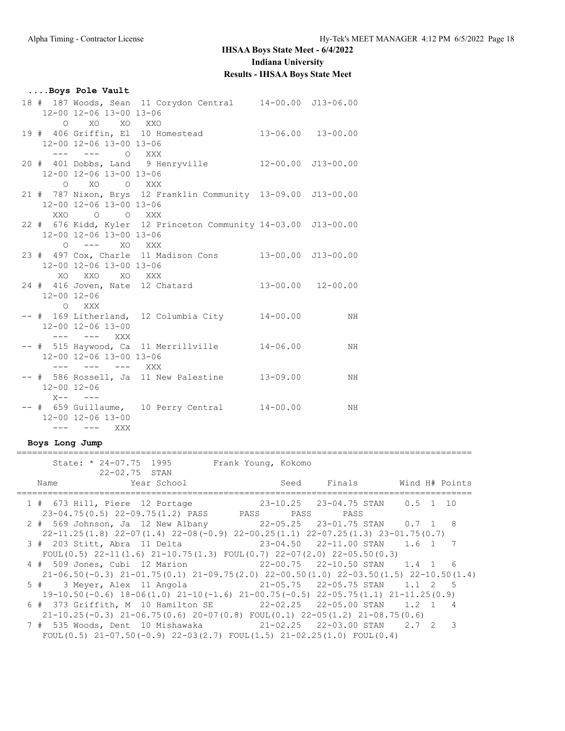## IHSAA Boys State Meet - 6/4/2022
### Indiana University
### Results - IHSAA Boys State Meet

**....Boys Pole Vault**

```
 18 #  187 Woods, Sean  11 Corydon Central     14-00.00  J13-06.00
     12-00 12-06 13-00 13-06
         O    XO    XO   XXO
 19 #  406 Griffin, El  10 Homestead           13-06.00   13-00.00
     12-00 12-06 13-00 13-06
       ---   ---     O   XXX
 20 #  401 Dobbs, Land   9 Henryville          12-00.00  J13-00.00
     12-00 12-06 13-00 13-06
         O    XO     O   XXX
 21 #  787 Nixon, Brys  12 Franklin Community  13-09.00  J13-00.00
     12-00 12-06 13-00 13-06
       XXO     O     O   XXX
 22 #  676 Kidd, Kyler  12 Princeton Community 14-03.00  J13-00.00
     12-00 12-06 13-00 13-06
         O   ---    XO   XXX
 23 #  497 Cox, Charle  11 Madison Cons        13-00.00  J13-00.00
     12-00 12-06 13-00 13-06
        XO   XXO    XO   XXX
 24 #  416 Joven, Nate  12 Chatard             13-00.00   12-00.00
     12-00 12-06
         O   XXX
 -- #  169 Litherland,  12 Columbia City       14-00.00         NH
     12-00 12-06 13-00
       ---   ---   XXX
 -- #  515 Haywood, Ca  11 Merrillville        14-06.00         NH
     12-00 12-06 13-00 13-06
       ---   ---   ---   XXX
 -- #  586 Rossell, Ja  11 New Palestine       13-09.00         NH
     12-00 12-06
       X--   ---
 -- #  659 Guillaume,   10 Perry Central       14-00.00         NH
     12-00 12-06 13-00
       ---   ---   XXX
```

**Boys Long Jump**

```
=========================================================================================
      State: * 24-07.75  1995        Frank Young, Kokomo
               22-02.75  STAN
    Name                 Year School                 Seed     Finals       Wind H# Points
=========================================================================================
  1 #  673 Hill, Piere  12 Portage             23-10.25   23-04.75 STAN    0.5  1  10
     23-04.75(0.5) 22-09.75(1.2) PASS      PASS      PASS      PASS
  2 #  569 Johnson, Ja  12 New Albany          22-05.25   23-01.75 STAN    0.7  1   8
     22-11.25(1.8) 22-07(1.4) 22-08(-0.9) 22-00.25(1.1) 22-07.25(1.3) 23-01.75(0.7)
  3 #  203 Stitt, Abra  11 Delta               23-04.50   22-11.00 STAN    1.6  1   7
     FOUL(0.5) 22-11(1.6) 21-10.75(1.3) FOUL(0.7) 22-07(2.0) 22-05.50(0.3)
  4 #  509 Jones, Cubi  12 Marion              22-00.75   22-10.50 STAN    1.4  1   6
     21-06.50(-0.3) 21-01.75(0.1) 21-09.75(2.0) 22-00.50(1.0) 22-03.50(1.5) 22-10.50(1.4)
  5 #    3 Meyer, Alex  11 Angola              21-05.75   22-05.75 STAN    1.1  2   5
     19-10.50(-0.6) 18-06(1.0) 21-10(-1.6) 21-00.75(-0.5) 22-05.75(1.1) 21-11.25(0.9)
  6 #  373 Griffith, M  10 Hamilton SE         22-02.25   22-05.00 STAN    1.2  1   4
     21-10.25(-0.3) 21-06.75(0.6) 20-07(0.8) FOUL(0.1) 22-05(1.2) 21-08.75(0.6)
  7 #  535 Woods, Dent  10 Mishawaka           21-02.25   22-03.00 STAN    2.7  2   3
     FOUL(0.5) 21-07.50(-0.9) 22-03(2.7) FOUL(1.5) 21-02.25(1.0) FOUL(0.4)
```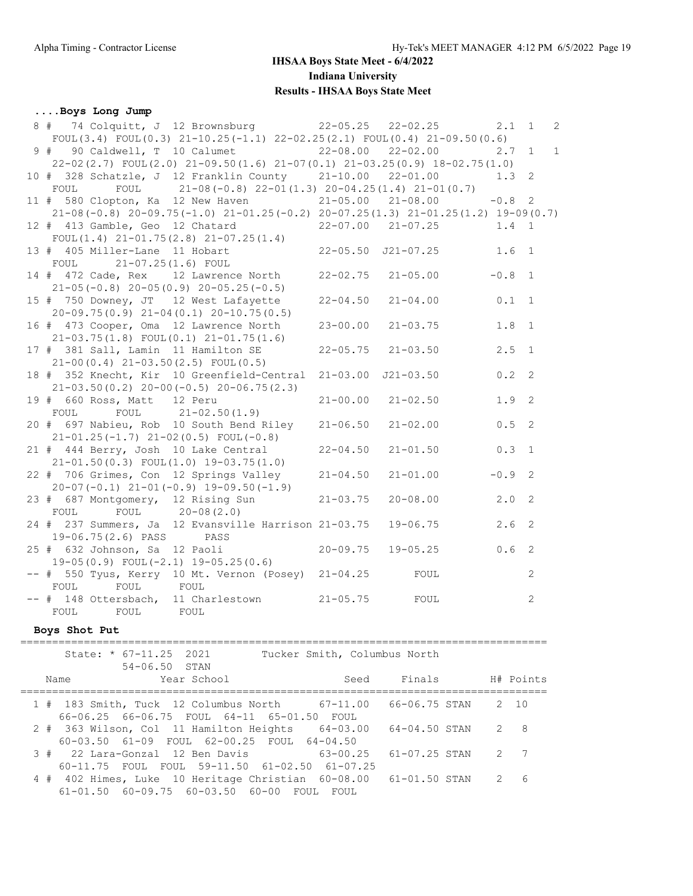## IHSAA Boys State Meet - 6/4/2022
### Indiana University
### Results - IHSAA Boys State Meet

**....Boys Long Jump**

```
 8 #  74 Colquitt, J 12 Brownsburg          22-05.25   22-02.25         2.1  1   2
    FOUL(3.4) FOUL(0.3) 21-10.25(-1.1) 22-02.25(2.1) FOUL(0.4) 21-09.50(0.6)
 9 #  90 Caldwell, T 10 Calumet             22-08.00   22-02.00         2.7  1   1
    22-02(2.7) FOUL(2.0) 21-09.50(1.6) 21-07(0.1) 21-03.25(0.9) 18-02.75(1.0)
10 # 328 Schatzle, J 12 Franklin County     21-10.00   22-01.00         1.3  2
    FOUL      FOUL      21-08(-0.8) 22-01(1.3) 20-04.25(1.4) 21-01(0.7)
11 # 580 Clopton, Ka 12 New Haven           21-05.00   21-08.00        -0.8  2
    21-08(-0.8) 20-09.75(-1.0) 21-01.25(-0.2) 20-07.25(1.3) 21-01.25(1.2) 19-09(0.7)
12 # 413 Gamble, Geo 12 Chatard             22-07.00   21-07.25         1.4  1
    FOUL(1.4) 21-01.75(2.8) 21-07.25(1.4)
13 # 405 Miller-Lane 11 Hobart              22-05.50  J21-07.25         1.6  1
    FOUL      21-07.25(1.6) FOUL
14 # 472 Cade, Rex   12 Lawrence North      22-02.75   21-05.00        -0.8  1
    21-05(-0.8) 20-05(0.9) 20-05.25(-0.5)
15 # 750 Downey, JT  12 West Lafayette      22-04.50   21-04.00         0.1  1
    20-09.75(0.9) 21-04(0.1) 20-10.75(0.5)
16 # 473 Cooper, Oma 12 Lawrence North      23-00.00   21-03.75         1.8  1
    21-03.75(1.8) FOUL(0.1) 21-01.75(1.6)
17 # 381 Sall, Lamin 11 Hamilton SE         22-05.75   21-03.50         2.5  1
    21-00(0.4) 21-03.50(2.5) FOUL(0.5)
18 # 352 Knecht, Kir 10 Greenfield-Central  21-03.00  J21-03.50         0.2  2
    21-03.50(0.2) 20-00(-0.5) 20-06.75(2.3)
19 # 660 Ross, Matt  12 Peru                21-00.00   21-02.50         1.9  2
    FOUL      FOUL      21-02.50(1.9)
20 # 697 Nabieu, Rob 10 South Bend Riley    21-06.50   21-02.00         0.5  2
    21-01.25(-1.7) 21-02(0.5) FOUL(-0.8)
21 # 444 Berry, Josh 10 Lake Central        22-04.50   21-01.50         0.3  1
    21-01.50(0.3) FOUL(1.0) 19-03.75(1.0)
22 # 706 Grimes, Con 12 Springs Valley      21-04.50   21-01.00        -0.9  2
    20-07(-0.1) 21-01(-0.9) 19-09.50(-1.9)
23 # 687 Montgomery, 12 Rising Sun          21-03.75   20-08.00         2.0  2
    FOUL      FOUL      20-08(2.0)
24 # 237 Summers, Ja 12 Evansville Harrison 21-03.75   19-06.75         2.6  2
    19-06.75(2.6) PASS      PASS
25 # 632 Johnson, Sa 12 Paoli               20-09.75   19-05.25         0.6  2
    19-05(0.9) FOUL(-2.1) 19-05.25(0.6)
-- # 550 Tyus, Kerry 10 Mt. Vernon (Posey)  21-04.25       FOUL               2
    FOUL      FOUL      FOUL
-- # 148 Ottersbach, 11 Charlestown         21-05.75       FOUL               2
    FOUL      FOUL      FOUL
```

**Boys Shot Put**

```
================================================================================
      State: * 67-11.25  2021        Tucker Smith, Columbus North
               54-06.50  STAN
    Name              Year School                Seed     Finals       H# Points
================================================================================
  1 # 183 Smith, Tuck 12 Columbus North      67-11.00   66-06.75 STAN    2  10
     66-06.25  66-06.75  FOUL  64-11  65-01.50  FOUL
  2 # 363 Wilson, Col 11 Hamilton Heights    64-03.00   64-04.50 STAN    2   8
     60-03.50  61-09  FOUL  62-00.25  FOUL  64-04.50
  3 #  22 Lara-Gonzal 12 Ben Davis           63-00.25   61-07.25 STAN    2   7
     60-11.75  FOUL  FOUL  59-11.50  61-02.50  61-07.25
  4 # 402 Himes, Luke 10 Heritage Christian  60-08.00   61-01.50 STAN    2   6
     61-01.50  60-09.75  60-03.50  60-00  FOUL  FOUL
```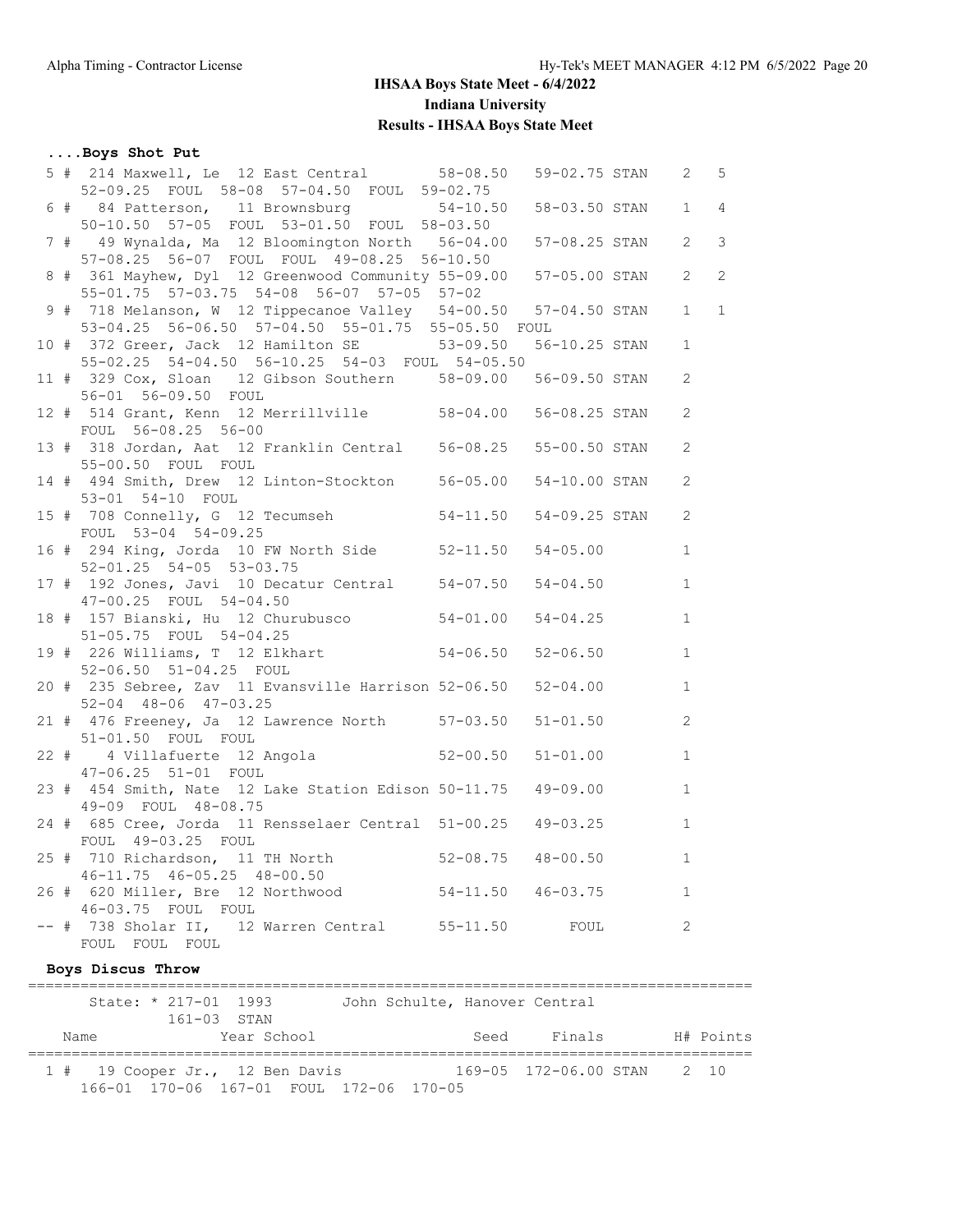## IHSAA Boys State Meet - 6/4/2022

## Indiana University

## Results - IHSAA Boys State Meet

### ....Boys Shot Put

```
  5 # 214 Maxwell, Le  12 East Central       58-08.50   59-02.75 STAN    2   5
     52-09.25  FOUL  58-08  57-04.50  FOUL  59-02.75
  6 #  84 Patterson,  11 Brownsburg          54-10.50   58-03.50 STAN    1   4
     50-10.50  57-05  FOUL  53-01.50  FOUL  58-03.50
  7 #  49 Wynalda, Ma  12 Bloomington North   56-04.00   57-08.25 STAN    2   3
     57-08.25  56-07  FOUL  FOUL  49-08.25  56-10.50
  8 # 361 Mayhew, Dyl  12 Greenwood Community 55-09.00   57-05.00 STAN    2   2
     55-01.75  57-03.75  54-08  56-07  57-05  57-02
  9 # 718 Melanson, W  12 Tippecanoe Valley   54-00.50   57-04.50 STAN    1   1
     53-04.25  56-06.50  57-04.50  55-01.75  55-05.50  FOUL
 10 # 372 Greer, Jack  12 Hamilton SE         53-09.50   56-10.25 STAN    1
     55-02.25  54-04.50  56-10.25  54-03  FOUL  54-05.50
 11 # 329 Cox, Sloan   12 Gibson Southern     58-09.00   56-09.50 STAN    2
     56-01  56-09.50  FOUL
 12 # 514 Grant, Kenn  12 Merrillville        58-04.00   56-08.25 STAN    2
     FOUL  56-08.25  56-00
 13 # 318 Jordan, Aat  12 Franklin Central    56-08.25   55-00.50 STAN    2
     55-00.50  FOUL  FOUL
 14 # 494 Smith, Drew  12 Linton-Stockton     56-05.00   54-10.00 STAN    2
     53-01  54-10  FOUL
 15 # 708 Connelly, G  12 Tecumseh            54-11.50   54-09.25 STAN    2
     FOUL  53-04  54-09.25
 16 # 294 King, Jorda  10 FW North Side       52-11.50   54-05.00         1
     52-01.25  54-05  53-03.75
 17 # 192 Jones, Javi  10 Decatur Central     54-07.50   54-04.50         1
     47-00.25  FOUL  54-04.50
 18 # 157 Bianski, Hu  12 Churubusco          54-01.00   54-04.25         1
     51-05.75  FOUL  54-04.25
 19 # 226 Williams, T  12 Elkhart             54-06.50   52-06.50         1
     52-06.50  51-04.25  FOUL
 20 # 235 Sebree, Zav  11 Evansville Harrison 52-06.50   52-04.00         1
     52-04  48-06  47-03.25
 21 # 476 Freeney, Ja  12 Lawrence North      57-03.50   51-01.50         2
     51-01.50  FOUL  FOUL
 22 #   4 Villafuerte  12 Angola              52-00.50   51-01.00         1
     47-06.25  51-01  FOUL
 23 # 454 Smith, Nate  12 Lake Station Edison 50-11.75   49-09.00         1
     49-09  FOUL  48-08.75
 24 # 685 Cree, Jorda  11 Rensselaer Central 51-00.25   49-03.25         1
     FOUL  49-03.25  FOUL
 25 # 710 Richardson,  11 TH North            52-08.75   48-00.50         1
     46-11.75  46-05.25  48-00.50
 26 # 620 Miller, Bre  12 Northwood           54-11.50   46-03.75         1
     46-03.75  FOUL  FOUL
 -- # 738 Sholar II,   12 Warren Central      55-11.50       FOUL         2
     FOUL  FOUL  FOUL
```

### Boys Discus Throw

```
=================================================================================
      State: * 217-01  1993        John Schulte, Hanover Central
              161-03  STAN
    Name              Year School                 Seed     Finals        H# Points
=================================================================================
  1 #  19 Cooper Jr.,  12 Ben Davis           169-05  172-06.00 STAN    2  10
     166-01  170-06  167-01  FOUL  172-06  170-05
```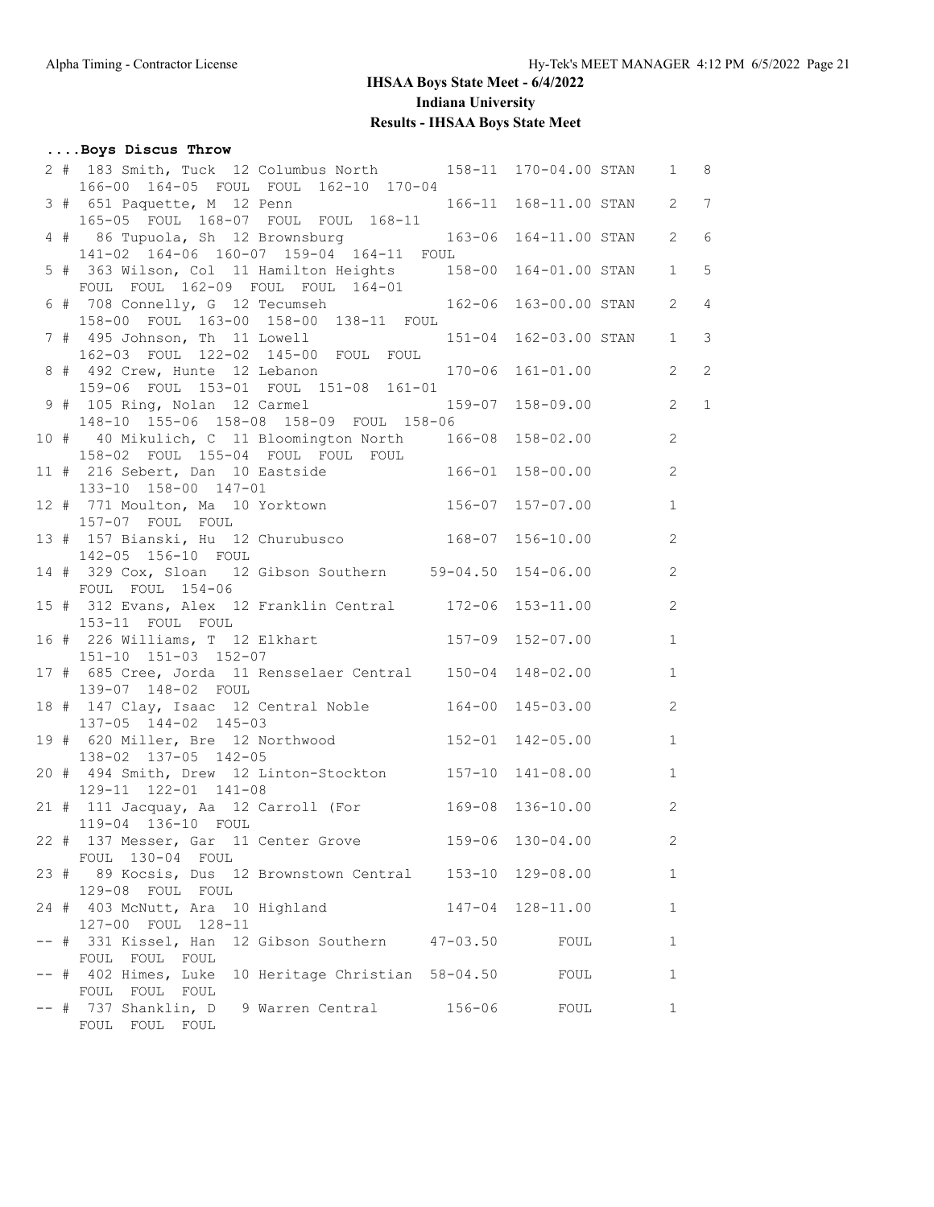**IHSAA Boys State Meet - 6/4/2022**

**Indiana University**

**Results - IHSAA Boys State Meet**

**....Boys Discus Throw**

```
  2 #  183 Smith, Tuck  12 Columbus North       158-11  170-04.00 STAN    1   8
     166-00  164-05  FOUL  FOUL  162-10  170-04
  3 #  651 Paquette, M  12 Penn                 166-11  168-11.00 STAN    2   7
     165-05  FOUL  168-07  FOUL  FOUL  168-11
  4 #   86 Tupuola, Sh  12 Brownsburg           163-06  164-11.00 STAN    2   6
     141-02  164-06  160-07  159-04  164-11  FOUL
  5 #  363 Wilson, Col  11 Hamilton Heights     158-00  164-01.00 STAN    1   5
     FOUL  FOUL  162-09  FOUL  FOUL  164-01
  6 #  708 Connelly, G  12 Tecumseh             162-06  163-00.00 STAN    2   4
     158-00  FOUL  163-00  158-00  138-11  FOUL
  7 #  495 Johnson, Th  11 Lowell               151-04  162-03.00 STAN    1   3
     162-03  FOUL  122-02  145-00  FOUL  FOUL
  8 #  492 Crew, Hunte  12 Lebanon              170-06  161-01.00         2   2
     159-06  FOUL  153-01  FOUL  151-08  161-01
  9 #  105 Ring, Nolan  12 Carmel               159-07  158-09.00         2   1
     148-10  155-06  158-08  158-09  FOUL  158-06
 10 #   40 Mikulich, C  11 Bloomington North    166-08  158-02.00         2
     158-02  FOUL  155-04  FOUL  FOUL  FOUL
 11 #  216 Sebert, Dan  10 Eastside             166-01  158-00.00         2
     133-10  158-00  147-01
 12 #  771 Moulton, Ma  10 Yorktown             156-07  157-07.00         1
     157-07  FOUL  FOUL
 13 #  157 Bianski, Hu  12 Churubusco           168-07  156-10.00         2
     142-05  156-10  FOUL
 14 #  329 Cox, Sloan   12 Gibson Southern     59-04.50  154-06.00         2
     FOUL  FOUL  154-06
 15 #  312 Evans, Alex  12 Franklin Central     172-06  153-11.00         2
     153-11  FOUL  FOUL
 16 #  226 Williams, T  12 Elkhart              157-09  152-07.00         1
     151-10  151-03  152-07
 17 #  685 Cree, Jorda  11 Rensselaer Central   150-04  148-02.00         1
     139-07  148-02  FOUL
 18 #  147 Clay, Isaac  12 Central Noble        164-00  145-03.00         2
     137-05  144-02  145-03
 19 #  620 Miller, Bre  12 Northwood            152-01  142-05.00         1
     138-02  137-05  142-05
 20 #  494 Smith, Drew  12 Linton-Stockton      157-10  141-08.00         1
     129-11  122-01  141-08
 21 #  111 Jacquay, Aa  12 Carroll (For         169-08  136-10.00         2
     119-04  136-10  FOUL
 22 #  137 Messer, Gar  11 Center Grove         159-06  130-04.00         2
     FOUL  130-04  FOUL
 23 #   89 Kocsis, Dus  12 Brownstown Central   153-10  129-08.00         1
     129-08  FOUL  FOUL
 24 #  403 McNutt, Ara  10 Highland             147-04  128-11.00         1
     127-00  FOUL  128-11
 -- #  331 Kissel, Han  12 Gibson Southern     47-03.50       FOUL         1
     FOUL  FOUL  FOUL
 -- #  402 Himes, Luke  10 Heritage Christian  58-04.50       FOUL         1
     FOUL  FOUL  FOUL
 -- #  737 Shanklin, D   9 Warren Central       156-06       FOUL         1
     FOUL  FOUL  FOUL
```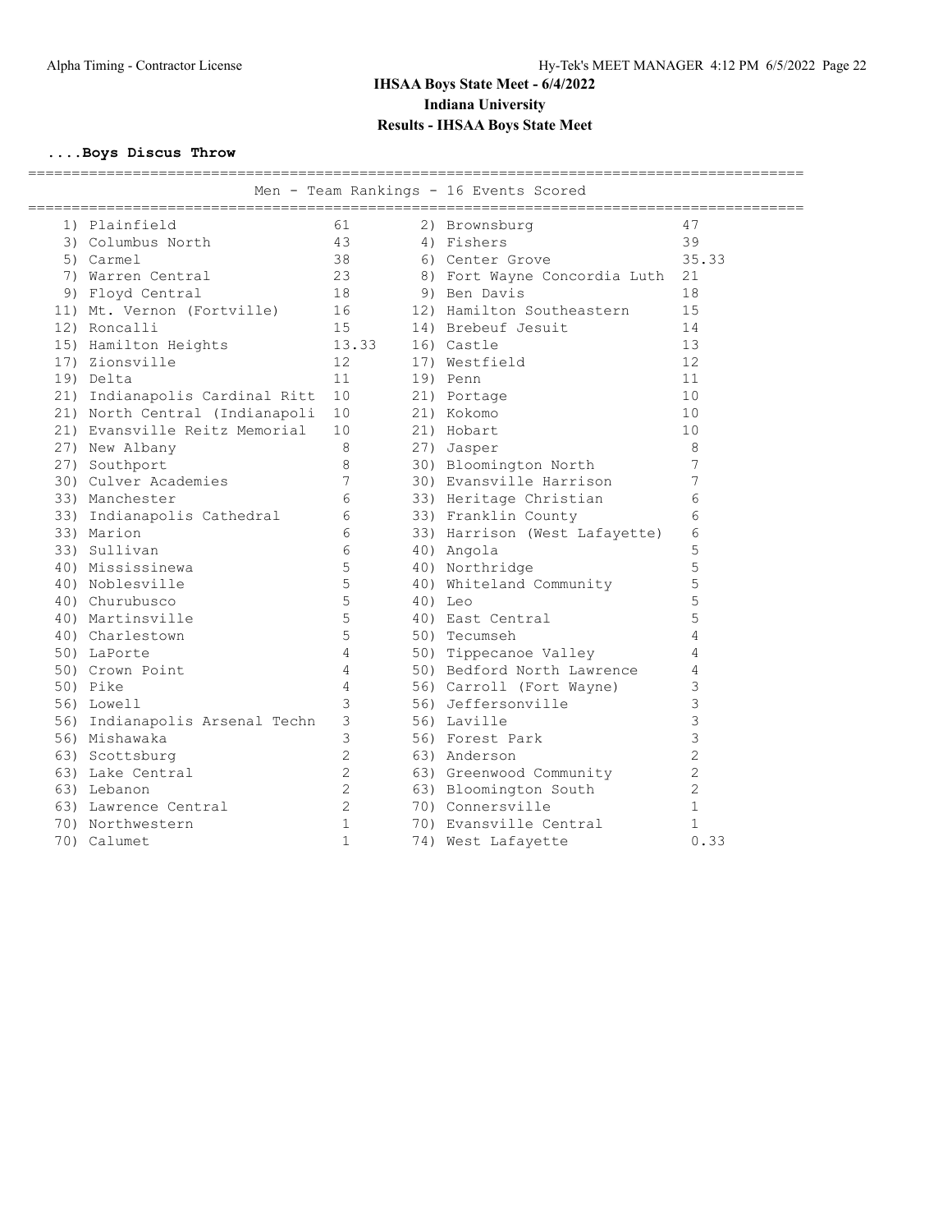# IHSAA Boys State Meet - 6/4/2022

## Indiana University

## Results - IHSAA Boys State Meet

**....Boys Discus Throw**

### Men - Team Rankings - 16 Events Scored

| | | | | | |
|---|---|---|---|---|---|
| 1) | Plainfield | 61 | 2) | Brownsburg | 47 |
| 3) | Columbus North | 43 | 4) | Fishers | 39 |
| 5) | Carmel | 38 | 6) | Center Grove | 35.33 |
| 7) | Warren Central | 23 | 8) | Fort Wayne Concordia Luth | 21 |
| 9) | Floyd Central | 18 | 9) | Ben Davis | 18 |
| 11) | Mt. Vernon (Fortville) | 16 | 12) | Hamilton Southeastern | 15 |
| 12) | Roncalli | 15 | 14) | Brebeuf Jesuit | 14 |
| 15) | Hamilton Heights | 13.33 | 16) | Castle | 13 |
| 17) | Zionsville | 12 | 17) | Westfield | 12 |
| 19) | Delta | 11 | 19) | Penn | 11 |
| 21) | Indianapolis Cardinal Ritt | 10 | 21) | Portage | 10 |
| 21) | North Central (Indianapoli | 10 | 21) | Kokomo | 10 |
| 21) | Evansville Reitz Memorial | 10 | 21) | Hobart | 10 |
| 27) | New Albany | 8 | 27) | Jasper | 8 |
| 27) | Southport | 8 | 30) | Bloomington North | 7 |
| 30) | Culver Academies | 7 | 30) | Evansville Harrison | 7 |
| 33) | Manchester | 6 | 33) | Heritage Christian | 6 |
| 33) | Indianapolis Cathedral | 6 | 33) | Franklin County | 6 |
| 33) | Marion | 6 | 33) | Harrison (West Lafayette) | 6 |
| 33) | Sullivan | 6 | 40) | Angola | 5 |
| 40) | Mississinewa | 5 | 40) | Northridge | 5 |
| 40) | Noblesville | 5 | 40) | Whiteland Community | 5 |
| 40) | Churubusco | 5 | 40) | Leo | 5 |
| 40) | Martinsville | 5 | 40) | East Central | 5 |
| 40) | Charlestown | 5 | 50) | Tecumseh | 4 |
| 50) | LaPorte | 4 | 50) | Tippecanoe Valley | 4 |
| 50) | Crown Point | 4 | 50) | Bedford North Lawrence | 4 |
| 50) | Pike | 4 | 56) | Carroll (Fort Wayne) | 3 |
| 56) | Lowell | 3 | 56) | Jeffersonville | 3 |
| 56) | Indianapolis Arsenal Techn | 3 | 56) | Laville | 3 |
| 56) | Mishawaka | 3 | 56) | Forest Park | 3 |
| 63) | Scottsburg | 2 | 63) | Anderson | 2 |
| 63) | Lake Central | 2 | 63) | Greenwood Community | 2 |
| 63) | Lebanon | 2 | 63) | Bloomington South | 2 |
| 63) | Lawrence Central | 2 | 70) | Connersville | 1 |
| 70) | Northwestern | 1 | 70) | Evansville Central | 1 |
| 70) | Calumet | 1 | 74) | West Lafayette | 0.33 |